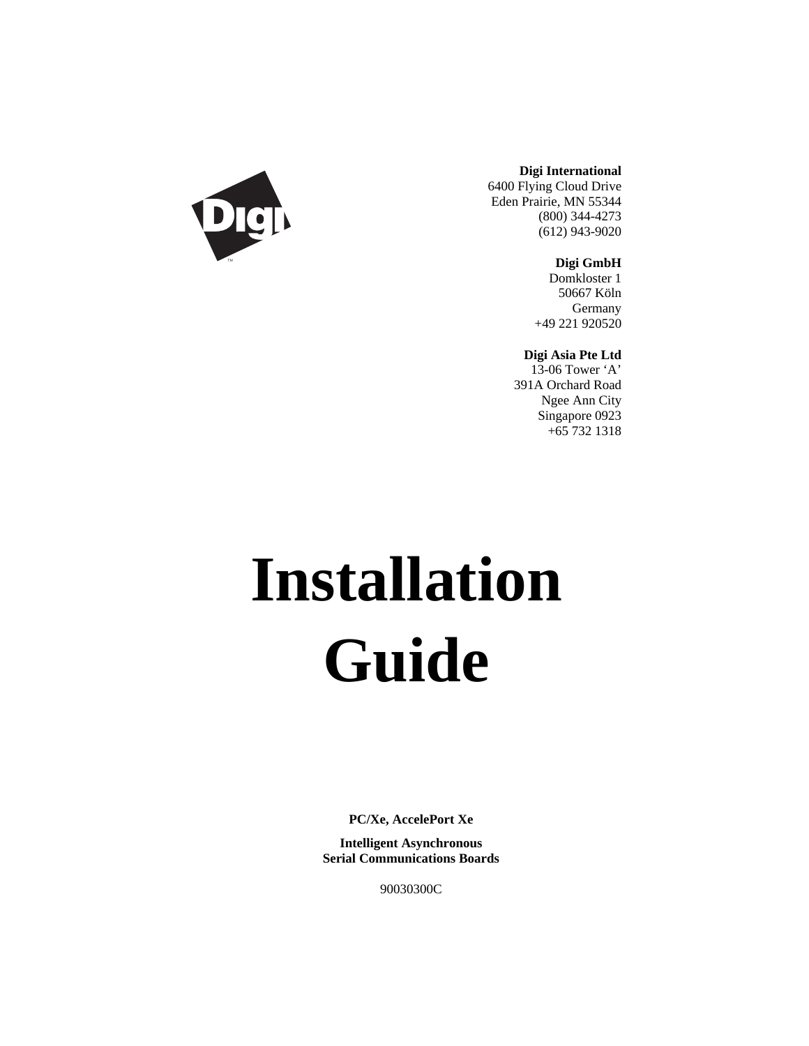**Digi International**
6400 Flying Cloud Drive
Eden Prairie, MN 55344
(800) 344-4273
(612) 943-9020

**Digi GmbH**
Domkloster 1
50667 Köln
Germany
+49 221 920520

**Digi Asia Pte Ltd**
13-06 Tower ‘A’
391A Orchard Road
Ngee Ann City
Singapore 0923
+65 732 1318

# Installation Guide

**PC/Xe, AccelePort Xe**

**Intelligent Asynchronous Serial Communications Boards**

90030300C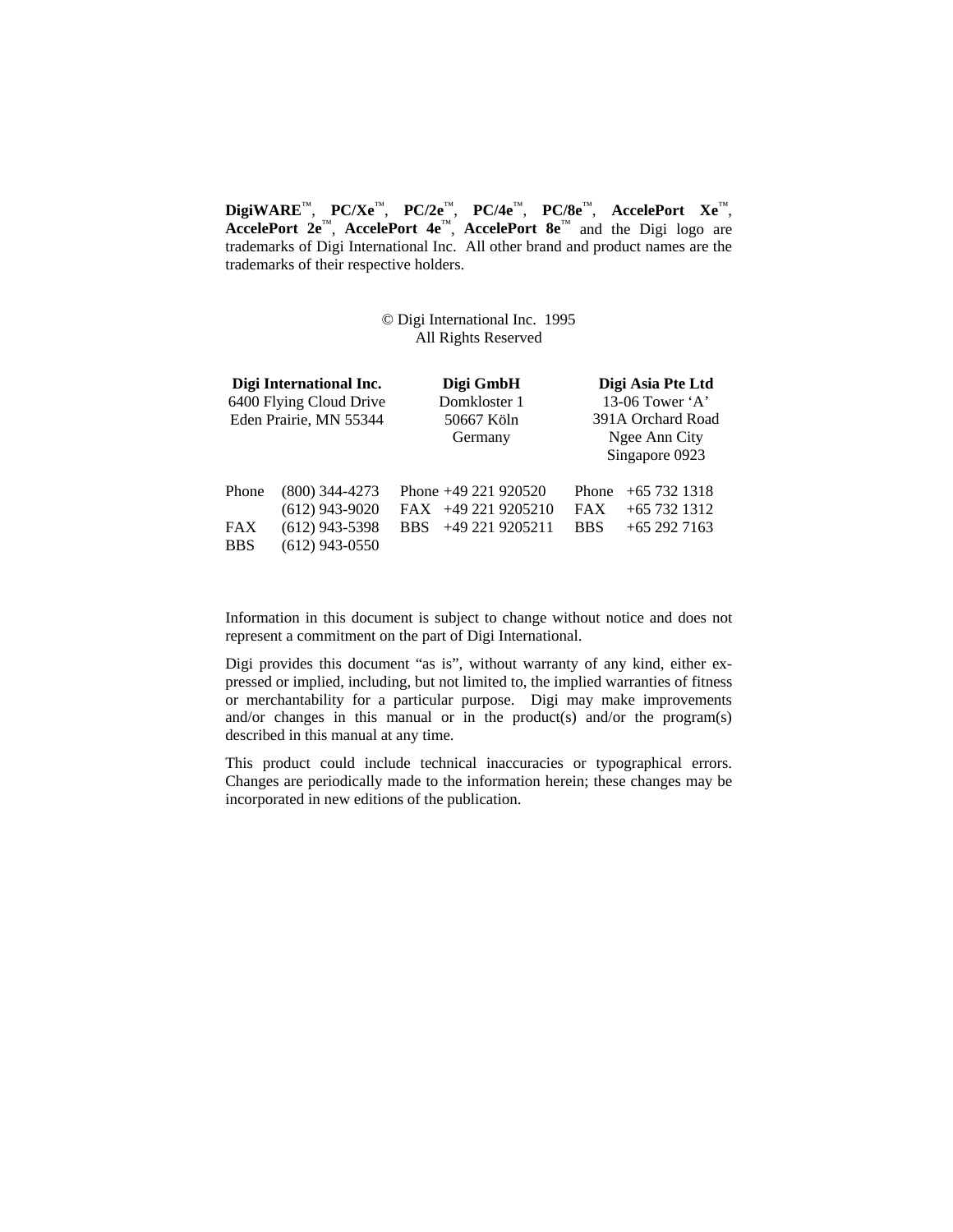**DigiWARE**™, **PC/Xe**™, **PC/2e**™, **PC/4e**™, **PC/8e**™, **AccelePort Xe**™, **AccelePort 2e**™, **AccelePort 4e**™, **AccelePort 8e**™ and the Digi logo are trademarks of Digi International Inc. All other brand and product names are the trademarks of their respective holders.

© Digi International Inc. 1995
All Rights Reserved

| **Digi International Inc.** | **Digi GmbH** | **Digi Asia Pte Ltd** |
|---|---|---|
| 6400 Flying Cloud Drive | Domkloster 1 | 13-06 Tower 'A' |
| Eden Prairie, MN 55344 | 50667 Köln | 391A Orchard Road |
| | Germany | Ngee Ann City |
| | | Singapore 0923 |

| | | | | | |
|---|---|---|---|---|---|
| Phone | (800) 344-4273 | Phone | +49 221 920520 | Phone | +65 732 1318 |
| | (612) 943-9020 | FAX | +49 221 9205210 | FAX | +65 732 1312 |
| FAX | (612) 943-5398 | BBS | +49 221 9205211 | BBS | +65 292 7163 |
| BBS | (612) 943-0550 | | | | |

Information in this document is subject to change without notice and does not represent a commitment on the part of Digi International.

Digi provides this document "as is", without warranty of any kind, either expressed or implied, including, but not limited to, the implied warranties of fitness or merchantability for a particular purpose. Digi may make improvements and/or changes in this manual or in the product(s) and/or the program(s) described in this manual at any time.

This product could include technical inaccuracies or typographical errors. Changes are periodically made to the information herein; these changes may be incorporated in new editions of the publication.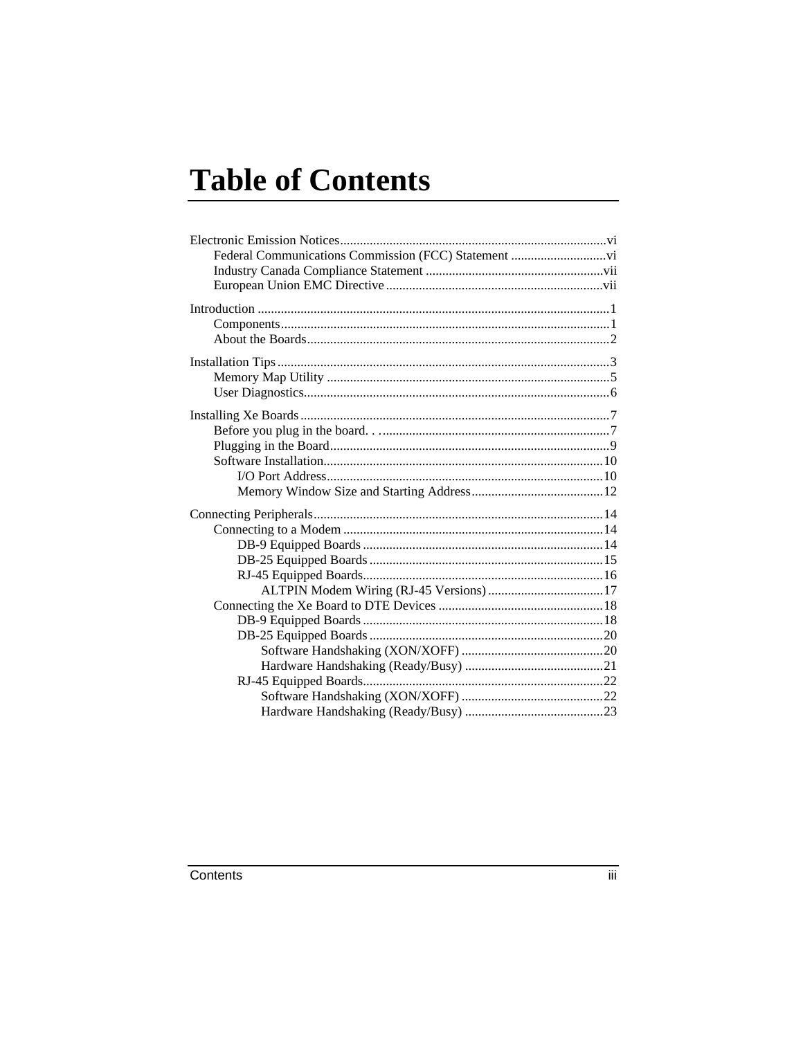# Table of Contents

Electronic Emission Notices....................vi
- Federal Communications Commission (FCC) Statement....................vi
- Industry Canada Compliance Statement....................vii
- European Union EMC Directive....................vii

Introduction....................1
- Components....................1
- About the Boards....................2

Installation Tips....................3
- Memory Map Utility....................5
- User Diagnostics....................6

Installing Xe Boards....................7
- Before you plug in the board. . .....................7
- Plugging in the Board....................9
- Software Installation....................10
  - I/O Port Address....................10
  - Memory Window Size and Starting Address....................12

Connecting Peripherals....................14
- Connecting to a Modem....................14
  - DB-9 Equipped Boards....................14
  - DB-25 Equipped Boards....................15
  - RJ-45 Equipped Boards....................16
    - ALTPIN Modem Wiring (RJ-45 Versions)....................17
- Connecting the Xe Board to DTE Devices....................18
  - DB-9 Equipped Boards....................18
  - DB-25 Equipped Boards....................20
    - Software Handshaking (XON/XOFF)....................20
    - Hardware Handshaking (Ready/Busy)....................21
  - RJ-45 Equipped Boards....................22
    - Software Handshaking (XON/XOFF)....................22
    - Hardware Handshaking (Ready/Busy)....................23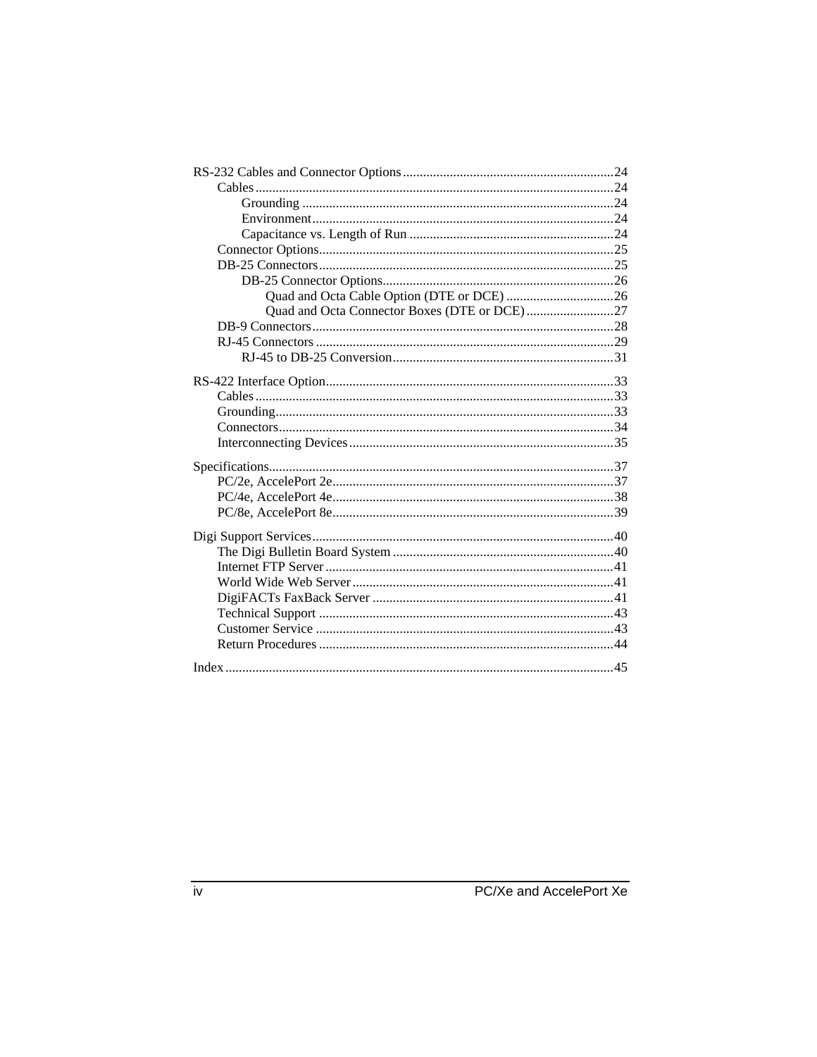RS-232 Cables and Connector Options ............................................................... 24
- Cables ........................................................................................... 24
  - Grounding ............................................................................. 24
  - Environment ........................................................................... 24
  - Capacitance vs. Length of Run ............................................. 24
- Connector Options ......................................................................... 25
- DB-25 Connectors ......................................................................... 25
  - DB-25 Connector Options ....................................................... 26
    - Quad and Octa Cable Option (DTE or DCE) ................................ 26
    - Quad and Octa Connector Boxes (DTE or DCE) .......................... 27
- DB-9 Connectors ........................................................................... 28
- RJ-45 Connectors .......................................................................... 29
  - RJ-45 to DB-25 Conversion ................................................... 31

RS-422 Interface Option ........................................................................ 33
- Cables ........................................................................................... 33
- Grounding ..................................................................................... 33
- Connectors .................................................................................... 34
- Interconnecting Devices ................................................................ 35

Specifications ........................................................................................ 37
- PC/2e, AccelePort 2e .................................................................... 37
- PC/4e, AccelePort 4e .................................................................... 38
- PC/8e, AccelePort 8e .................................................................... 39

Digi Support Services ............................................................................ 40
- The Digi Bulletin Board System .................................................. 40
- Internet FTP Server ....................................................................... 41
- World Wide Web Server ............................................................... 41
- DigiFACTs FaxBack Server ......................................................... 41
- Technical Support ......................................................................... 43
- Customer Service .......................................................................... 43
- Return Procedures ........................................................................ 44

Index ...................................................................................................... 45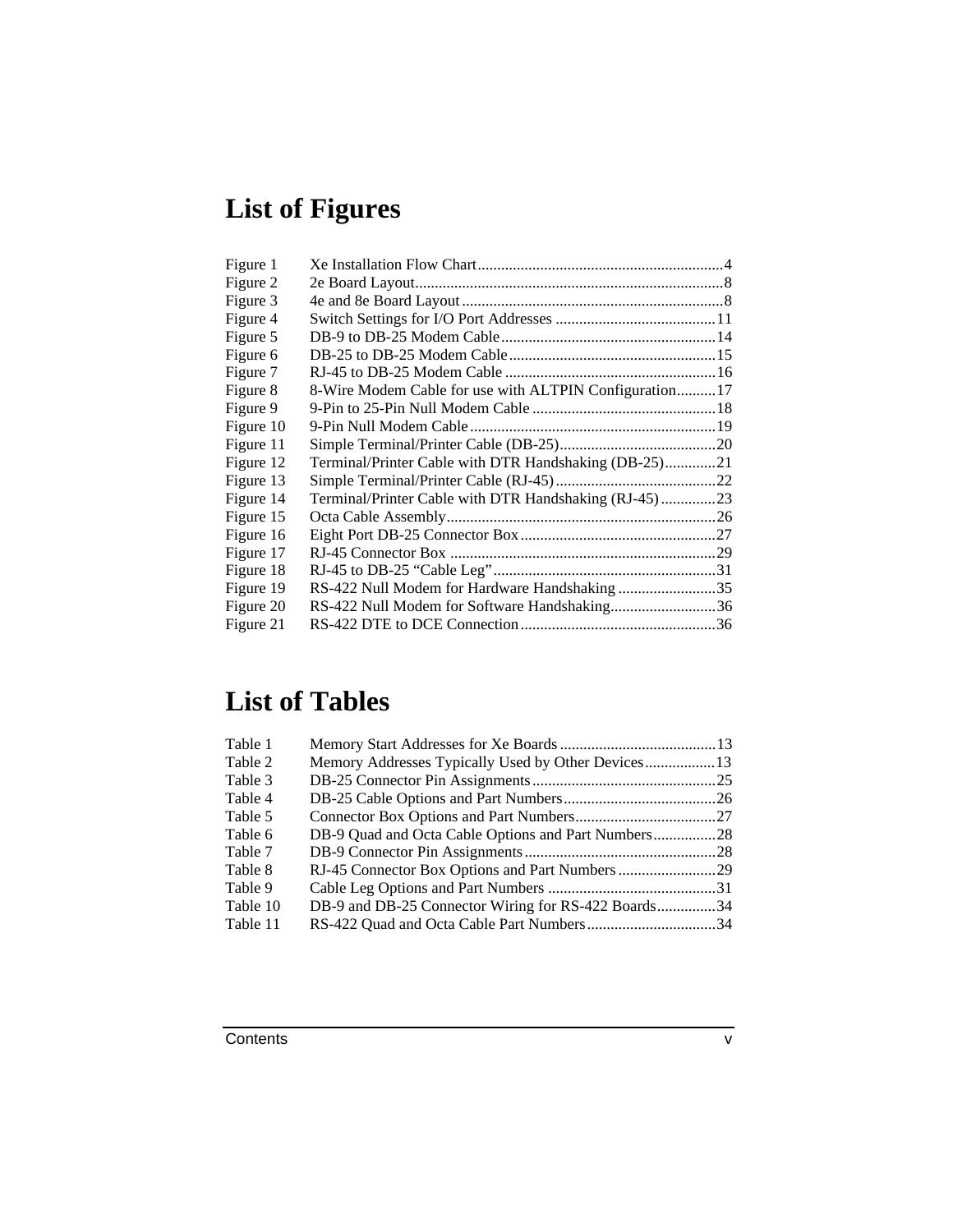# List of Figures

| | | |
|---|---|---|
| Figure 1 | Xe Installation Flow Chart | 4 |
| Figure 2 | 2e Board Layout | 8 |
| Figure 3 | 4e and 8e Board Layout | 8 |
| Figure 4 | Switch Settings for I/O Port Addresses | 11 |
| Figure 5 | DB-9 to DB-25 Modem Cable | 14 |
| Figure 6 | DB-25 to DB-25 Modem Cable | 15 |
| Figure 7 | RJ-45 to DB-25 Modem Cable | 16 |
| Figure 8 | 8-Wire Modem Cable for use with ALTPIN Configuration | 17 |
| Figure 9 | 9-Pin to 25-Pin Null Modem Cable | 18 |
| Figure 10 | 9-Pin Null Modem Cable | 19 |
| Figure 11 | Simple Terminal/Printer Cable (DB-25) | 20 |
| Figure 12 | Terminal/Printer Cable with DTR Handshaking (DB-25) | 21 |
| Figure 13 | Simple Terminal/Printer Cable (RJ-45) | 22 |
| Figure 14 | Terminal/Printer Cable with DTR Handshaking (RJ-45) | 23 |
| Figure 15 | Octa Cable Assembly | 26 |
| Figure 16 | Eight Port DB-25 Connector Box | 27 |
| Figure 17 | RJ-45 Connector Box | 29 |
| Figure 18 | RJ-45 to DB-25 “Cable Leg” | 31 |
| Figure 19 | RS-422 Null Modem for Hardware Handshaking | 35 |
| Figure 20 | RS-422 Null Modem for Software Handshaking | 36 |
| Figure 21 | RS-422 DTE to DCE Connection | 36 |

# List of Tables

| | | |
|---|---|---|
| Table 1 | Memory Start Addresses for Xe Boards | 13 |
| Table 2 | Memory Addresses Typically Used by Other Devices | 13 |
| Table 3 | DB-25 Connector Pin Assignments | 25 |
| Table 4 | DB-25 Cable Options and Part Numbers | 26 |
| Table 5 | Connector Box Options and Part Numbers | 27 |
| Table 6 | DB-9 Quad and Octa Cable Options and Part Numbers | 28 |
| Table 7 | DB-9 Connector Pin Assignments | 28 |
| Table 8 | RJ-45 Connector Box Options and Part Numbers | 29 |
| Table 9 | Cable Leg Options and Part Numbers | 31 |
| Table 10 | DB-9 and DB-25 Connector Wiring for RS-422 Boards | 34 |
| Table 11 | RS-422 Quad and Octa Cable Part Numbers | 34 |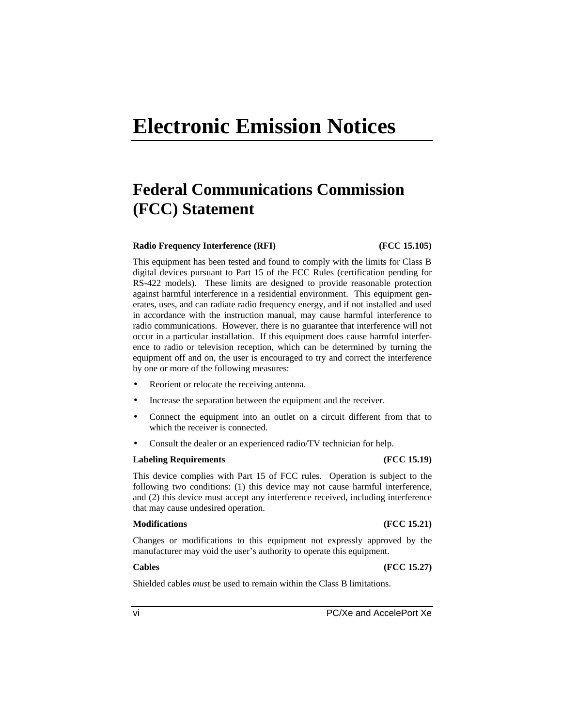# Electronic Emission Notices

## Federal Communications Commission (FCC) Statement

**Radio Frequency Interference (RFI) (FCC 15.105)**

This equipment has been tested and found to comply with the limits for Class B digital devices pursuant to Part 15 of the FCC Rules (certification pending for RS-422 models). These limits are designed to provide reasonable protection against harmful interference in a residential environment. This equipment generates, uses, and can radiate radio frequency energy, and if not installed and used in accordance with the instruction manual, may cause harmful interference to radio communications. However, there is no guarantee that interference will not occur in a particular installation. If this equipment does cause harmful interference to radio or television reception, which can be determined by turning the equipment off and on, the user is encouraged to try and correct the interference by one or more of the following measures:

- Reorient or relocate the receiving antenna.
- Increase the separation between the equipment and the receiver.
- Connect the equipment into an outlet on a circuit different from that to which the receiver is connected.
- Consult the dealer or an experienced radio/TV technician for help.

**Labeling Requirements (FCC 15.19)**

This device complies with Part 15 of FCC rules. Operation is subject to the following two conditions: (1) this device may not cause harmful interference, and (2) this device must accept any interference received, including interference that may cause undesired operation.

**Modifications (FCC 15.21)**

Changes or modifications to this equipment not expressly approved by the manufacturer may void the user's authority to operate this equipment.

**Cables (FCC 15.27)**

Shielded cables *must* be used to remain within the Class B limitations.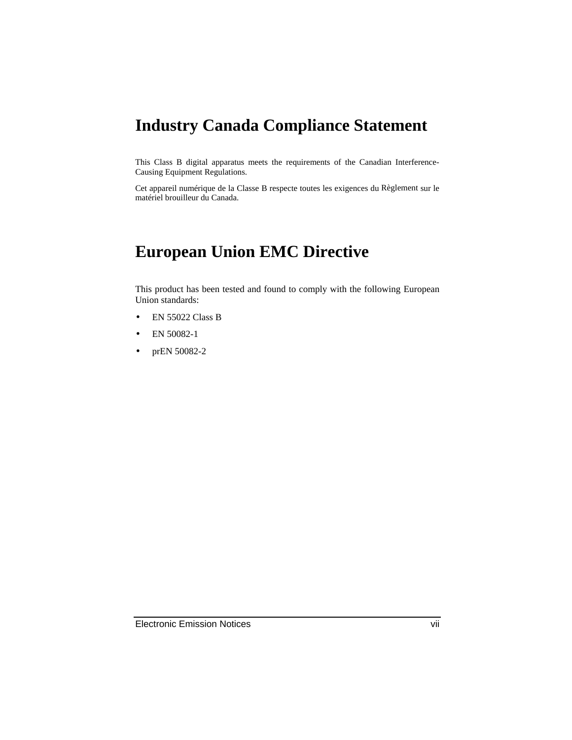# Industry Canada Compliance Statement

This Class B digital apparatus meets the requirements of the Canadian Interference-Causing Equipment Regulations.

Cet appareil numérique de la Classe B respecte toutes les exigences du Règlement sur le matériel brouilleur du Canada.

# European Union EMC Directive

This product has been tested and found to comply with the following European Union standards:

- EN 55022 Class B
- EN 50082-1
- prEN 50082-2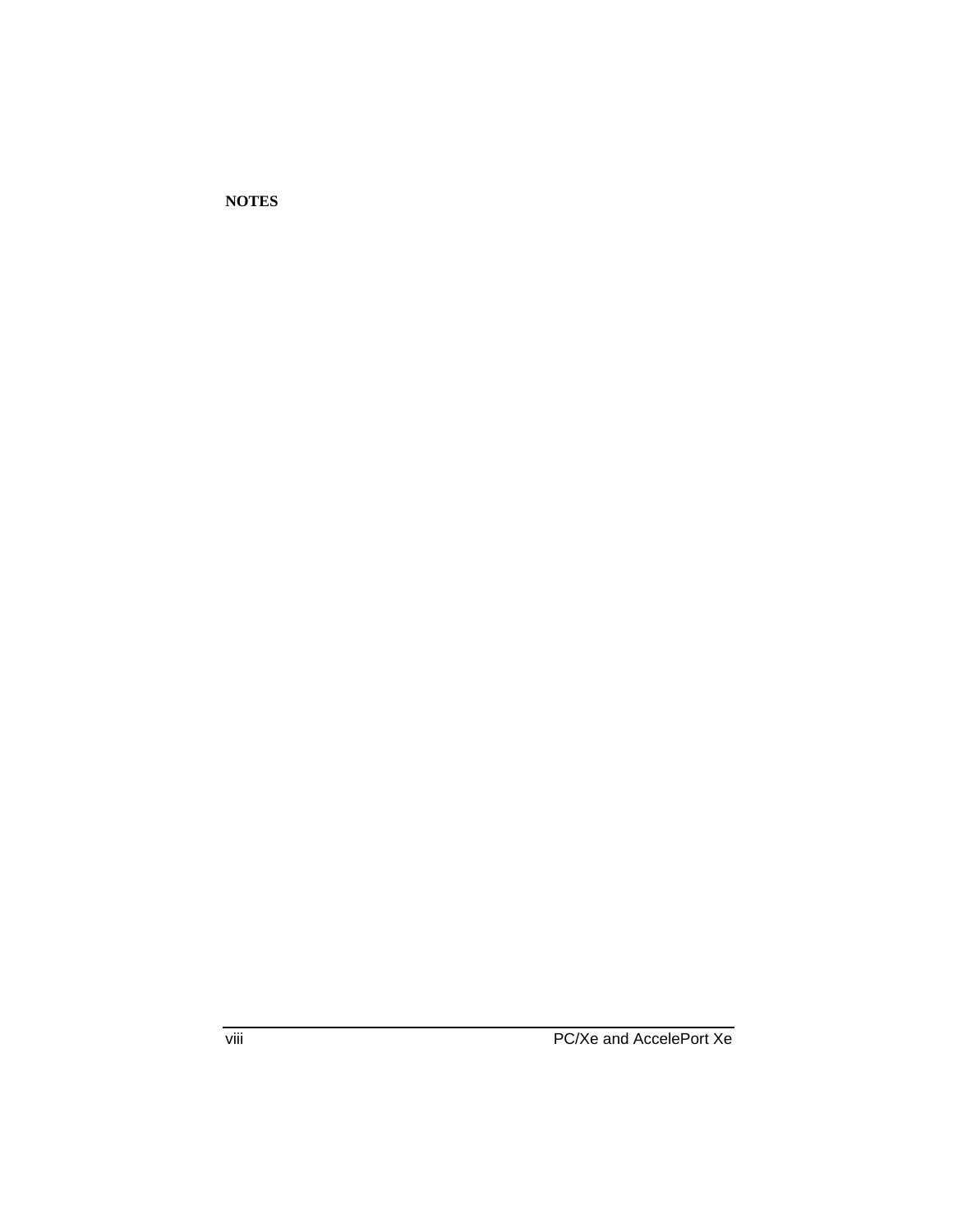**NOTES**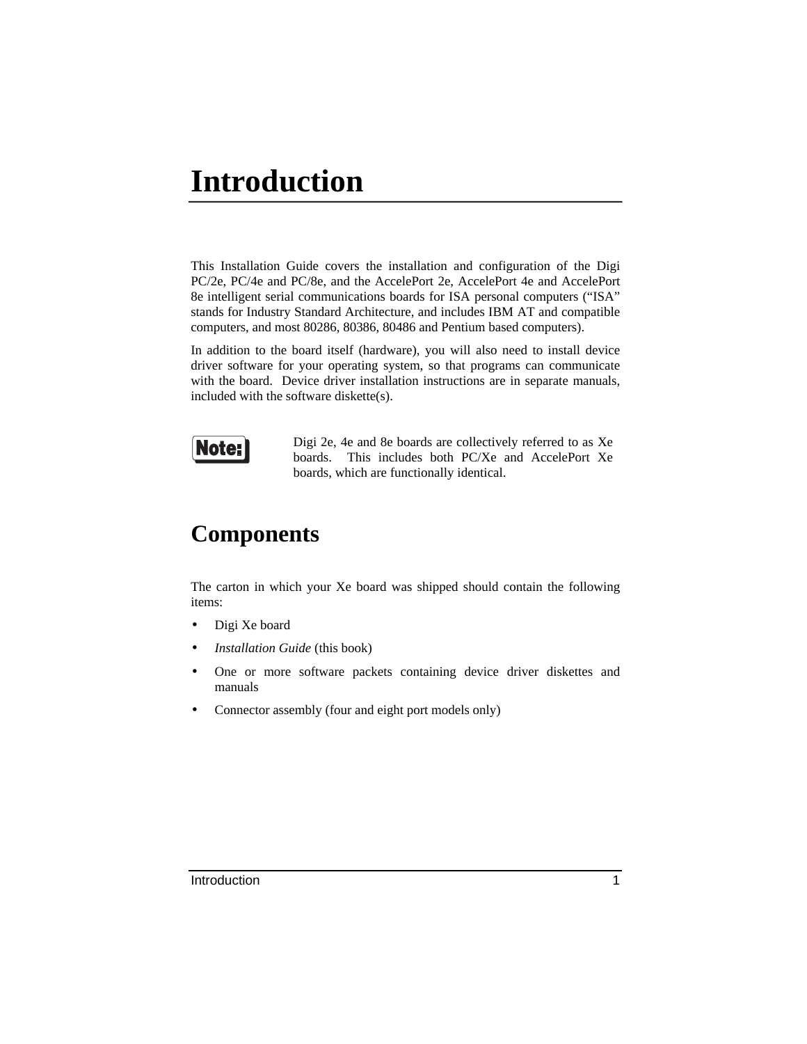# Introduction

This Installation Guide covers the installation and configuration of the Digi PC/2e, PC/4e and PC/8e, and the AccelePort 2e, AccelePort 4e and AccelePort 8e intelligent serial communications boards for ISA personal computers (“ISA” stands for Industry Standard Architecture, and includes IBM AT and compatible computers, and most 80286, 80386, 80486 and Pentium based computers).

In addition to the board itself (hardware), you will also need to install device driver software for your operating system, so that programs can communicate with the board. Device driver installation instructions are in separate manuals, included with the software diskette(s).

**Note:** Digi 2e, 4e and 8e boards are collectively referred to as Xe boards. This includes both PC/Xe and AccelePort Xe boards, which are functionally identical.

## Components

The carton in which your Xe board was shipped should contain the following items:

- Digi Xe board
- *Installation Guide* (this book)
- One or more software packets containing device driver diskettes and manuals
- Connector assembly (four and eight port models only)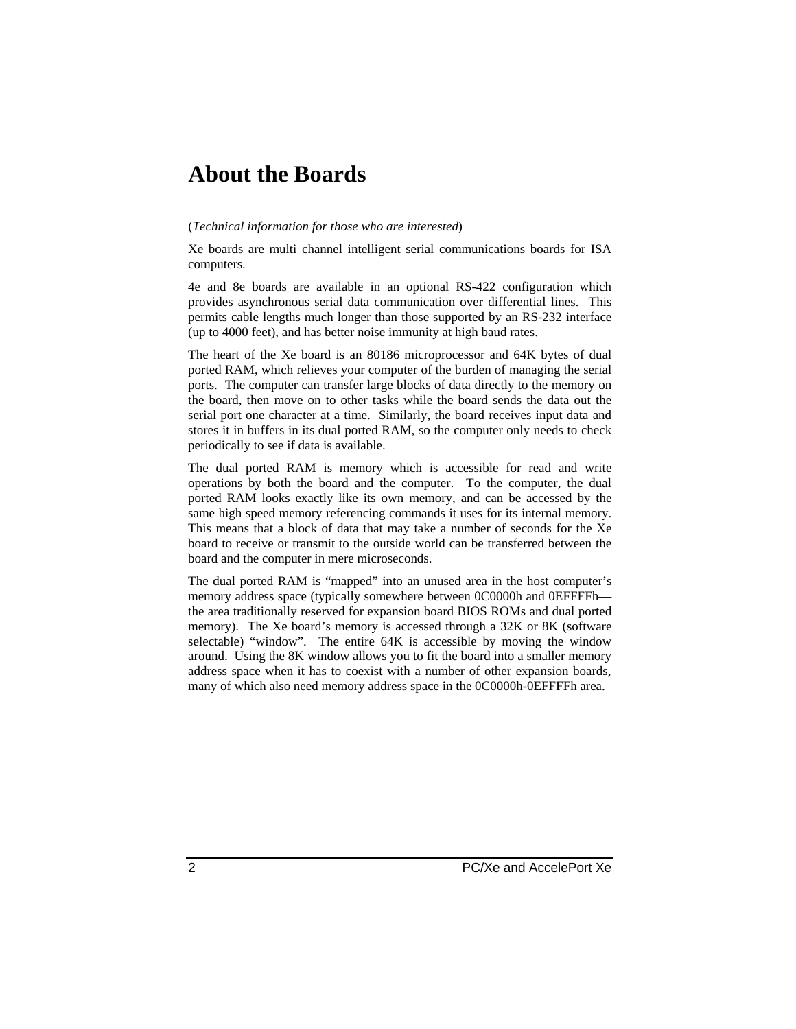# About the Boards

(*Technical information for those who are interested*)

Xe boards are multi channel intelligent serial communications boards for ISA computers.

4e and 8e boards are available in an optional RS-422 configuration which provides asynchronous serial data communication over differential lines. This permits cable lengths much longer than those supported by an RS-232 interface (up to 4000 feet), and has better noise immunity at high baud rates.

The heart of the Xe board is an 80186 microprocessor and 64K bytes of dual ported RAM, which relieves your computer of the burden of managing the serial ports. The computer can transfer large blocks of data directly to the memory on the board, then move on to other tasks while the board sends the data out the serial port one character at a time. Similarly, the board receives input data and stores it in buffers in its dual ported RAM, so the computer only needs to check periodically to see if data is available.

The dual ported RAM is memory which is accessible for read and write operations by both the board and the computer. To the computer, the dual ported RAM looks exactly like its own memory, and can be accessed by the same high speed memory referencing commands it uses for its internal memory. This means that a block of data that may take a number of seconds for the Xe board to receive or transmit to the outside world can be transferred between the board and the computer in mere microseconds.

The dual ported RAM is “mapped” into an unused area in the host computer’s memory address space (typically somewhere between 0C0000h and 0EFFFFh—the area traditionally reserved for expansion board BIOS ROMs and dual ported memory). The Xe board’s memory is accessed through a 32K or 8K (software selectable) “window”. The entire 64K is accessible by moving the window around. Using the 8K window allows you to fit the board into a smaller memory address space when it has to coexist with a number of other expansion boards, many of which also need memory address space in the 0C0000h-0EFFFFh area.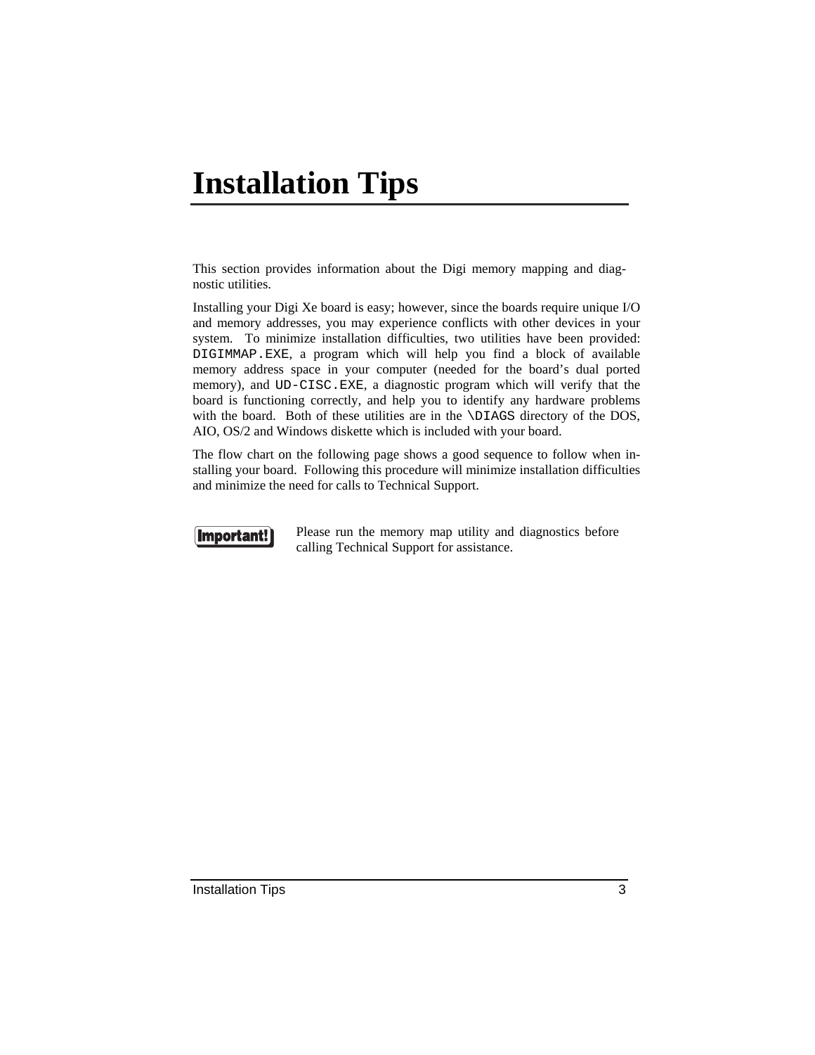# Installation Tips

This section provides information about the Digi memory mapping and diagnostic utilities.

Installing your Digi Xe board is easy; however, since the boards require unique I/O and memory addresses, you may experience conflicts with other devices in your system. To minimize installation difficulties, two utilities have been provided: `DIGIMMAP.EXE`, a program which will help you find a block of available memory address space in your computer (needed for the board's dual ported memory), and `UD-CISC.EXE`, a diagnostic program which will verify that the board is functioning correctly, and help you to identify any hardware problems with the board. Both of these utilities are in the `\DIAGS` directory of the DOS, AIO, OS/2 and Windows diskette which is included with your board.

The flow chart on the following page shows a good sequence to follow when installing your board. Following this procedure will minimize installation difficulties and minimize the need for calls to Technical Support.

**Important!** Please run the memory map utility and diagnostics before calling Technical Support for assistance.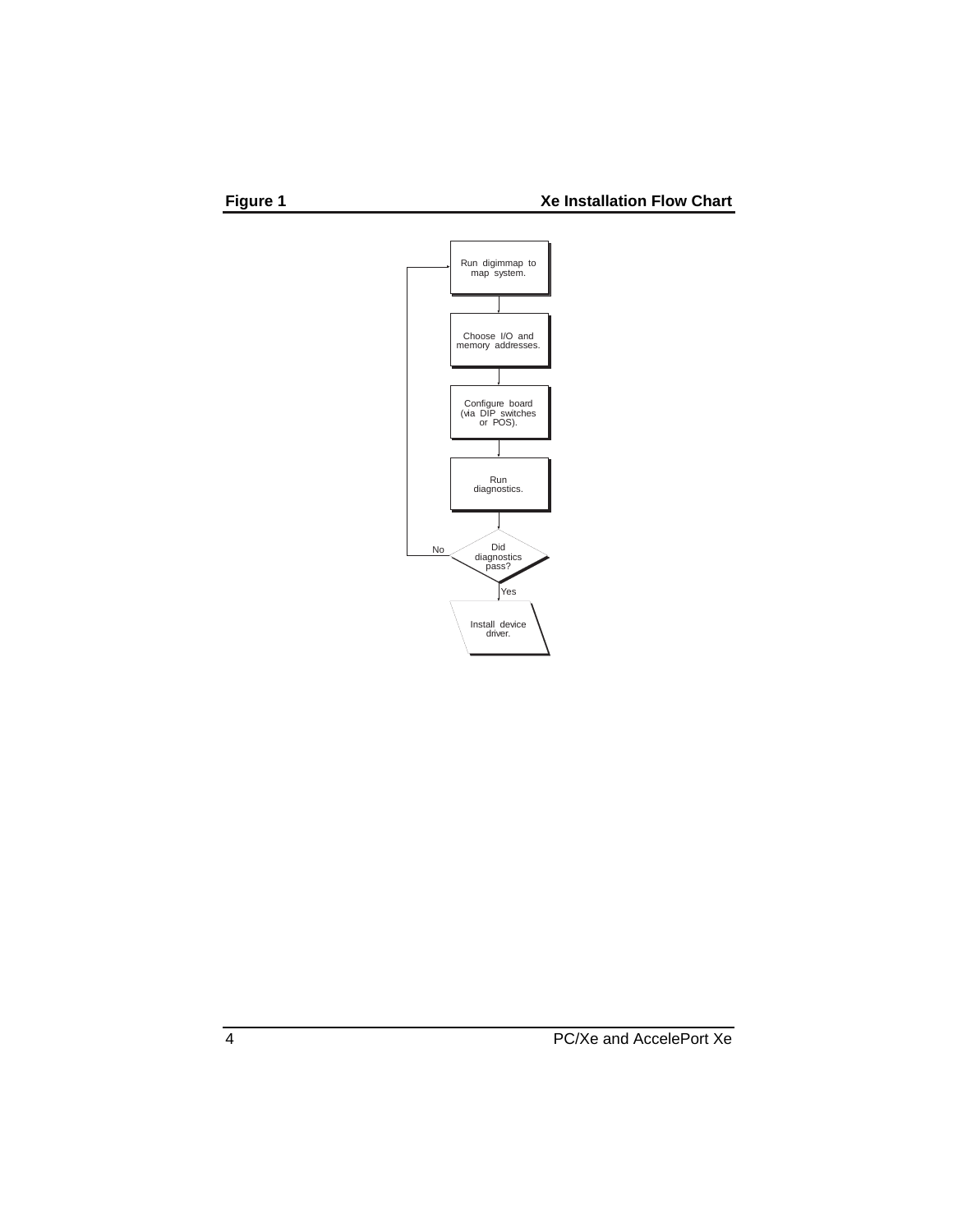**Figure 1** **Xe Installation Flow Chart**

Run digimmap to map system.

Choose I/O and memory addresses.

Configure board (via DIP switches or POS).

Run diagnostics.

Did diagnostics pass?

No

Yes

Install device driver.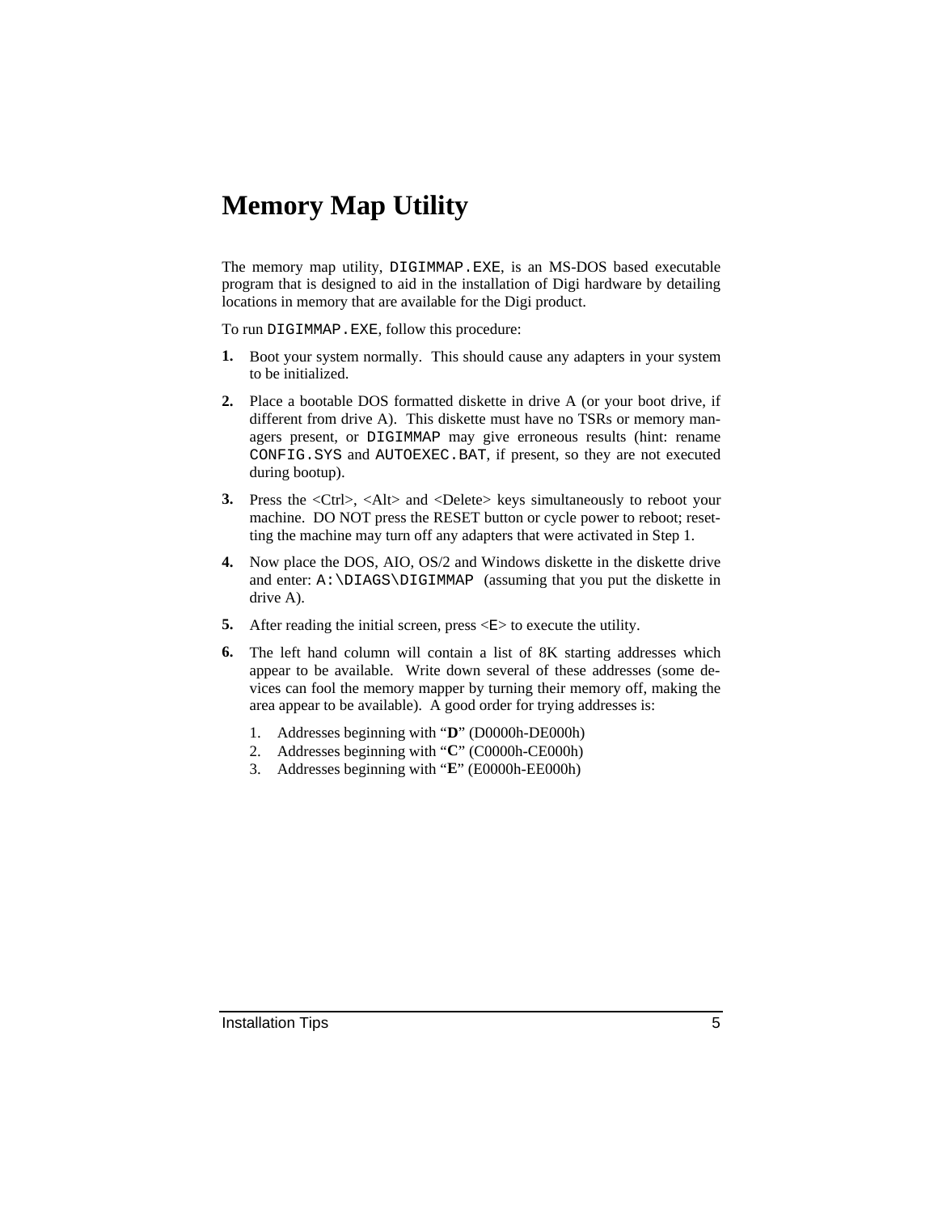# Memory Map Utility

The memory map utility, `DIGIMMAP.EXE`, is an MS-DOS based executable program that is designed to aid in the installation of Digi hardware by detailing locations in memory that are available for the Digi product.

To run `DIGIMMAP.EXE`, follow this procedure:

1. Boot your system normally. This should cause any adapters in your system to be initialized.

2. Place a bootable DOS formatted diskette in drive A (or your boot drive, if different from drive A). This diskette must have no TSRs or memory managers present, or `DIGIMMAP` may give erroneous results (hint: rename `CONFIG.SYS` and `AUTOEXEC.BAT`, if present, so they are not executed during bootup).

3. Press the <Ctrl>, <Alt> and <Delete> keys simultaneously to reboot your machine. DO NOT press the RESET button or cycle power to reboot; resetting the machine may turn off any adapters that were activated in Step 1.

4. Now place the DOS, AIO, OS/2 and Windows diskette in the diskette drive and enter: `A:\DIAGS\DIGIMMAP` (assuming that you put the diskette in drive A).

5. After reading the initial screen, press <`E`> to execute the utility.

6. The left hand column will contain a list of 8K starting addresses which appear to be available. Write down several of these addresses (some devices can fool the memory mapper by turning their memory off, making the area appear to be available). A good order for trying addresses is:

    1. Addresses beginning with "**D**" (D0000h-DE000h)
    2. Addresses beginning with "**C**" (C0000h-CE000h)
    3. Addresses beginning with "**E**" (E0000h-EE000h)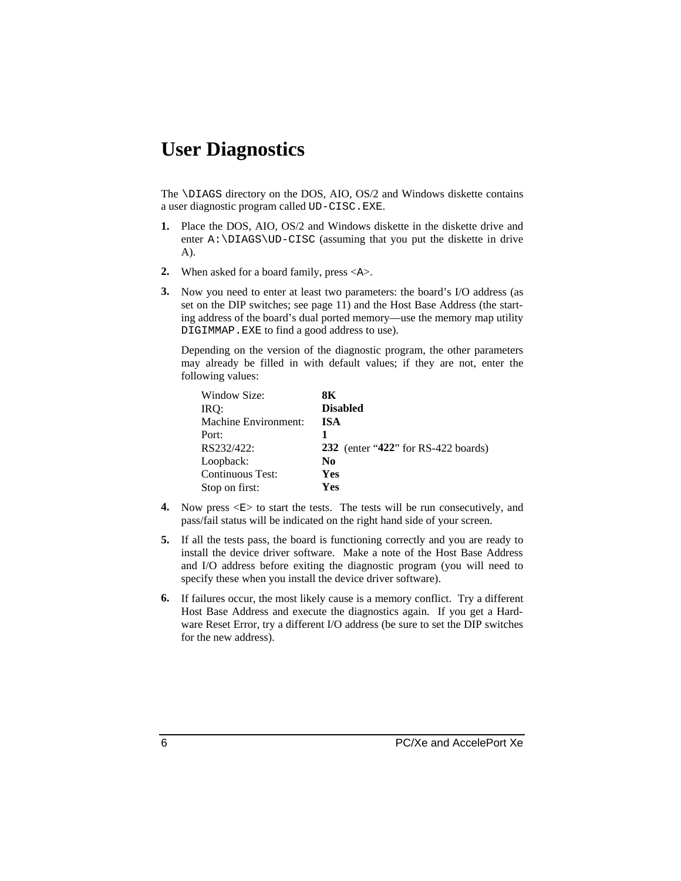# User Diagnostics

The `\DIAGS` directory on the DOS, AIO, OS/2 and Windows diskette contains a user diagnostic program called `UD-CISC.EXE`.

1. Place the DOS, AIO, OS/2 and Windows diskette in the diskette drive and enter `A:\DIAGS\UD-CISC` (assuming that you put the diskette in drive A).

2. When asked for a board family, press <`A`>.

3. Now you need to enter at least two parameters: the board's I/O address (as set on the DIP switches; see page 11) and the Host Base Address (the starting address of the board's dual ported memory—use the memory map utility `DIGIMMAP.EXE` to find a good address to use).

   Depending on the version of the diagnostic program, the other parameters may already be filled in with default values; if they are not, enter the following values:

   | | |
   |---|---|
   | Window Size: | **8K** |
   | IRQ: | **Disabled** |
   | Machine Environment: | **ISA** |
   | Port: | **1** |
   | RS232/422: | **232** (enter "**422**" for RS-422 boards) |
   | Loopback: | **No** |
   | Continuous Test: | **Yes** |
   | Stop on first: | **Yes** |

4. Now press <`E`> to start the tests. The tests will be run consecutively, and pass/fail status will be indicated on the right hand side of your screen.

5. If all the tests pass, the board is functioning correctly and you are ready to install the device driver software. Make a note of the Host Base Address and I/O address before exiting the diagnostic program (you will need to specify these when you install the device driver software).

6. If failures occur, the most likely cause is a memory conflict. Try a different Host Base Address and execute the diagnostics again. If you get a Hardware Reset Error, try a different I/O address (be sure to set the DIP switches for the new address).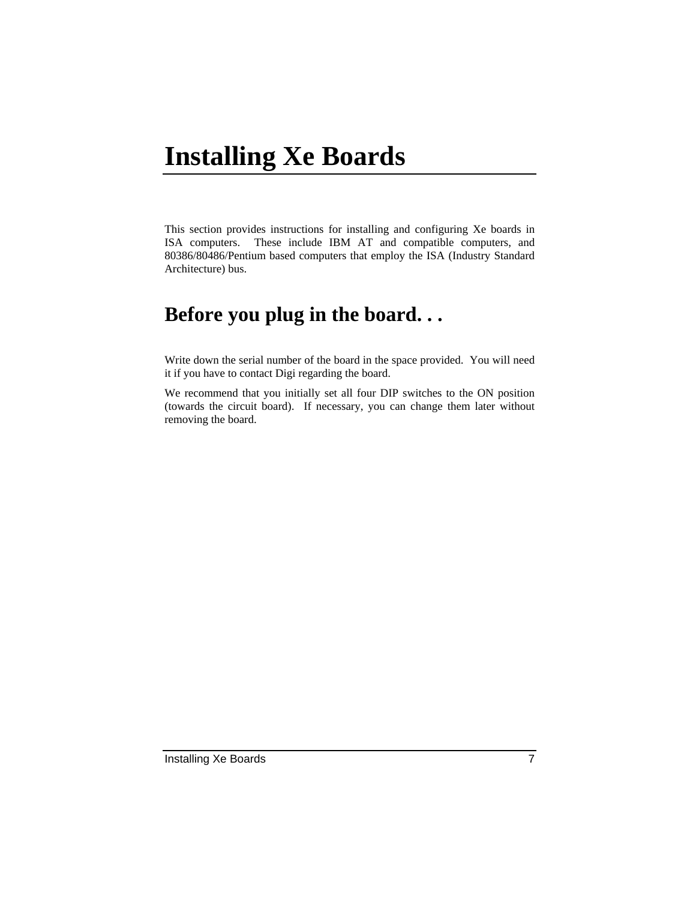# Installing Xe Boards

This section provides instructions for installing and configuring Xe boards in ISA computers. These include IBM AT and compatible computers, and 80386/80486/Pentium based computers that employ the ISA (Industry Standard Architecture) bus.

## Before you plug in the board. . .

Write down the serial number of the board in the space provided. You will need it if you have to contact Digi regarding the board.

We recommend that you initially set all four DIP switches to the ON position (towards the circuit board). If necessary, you can change them later without removing the board.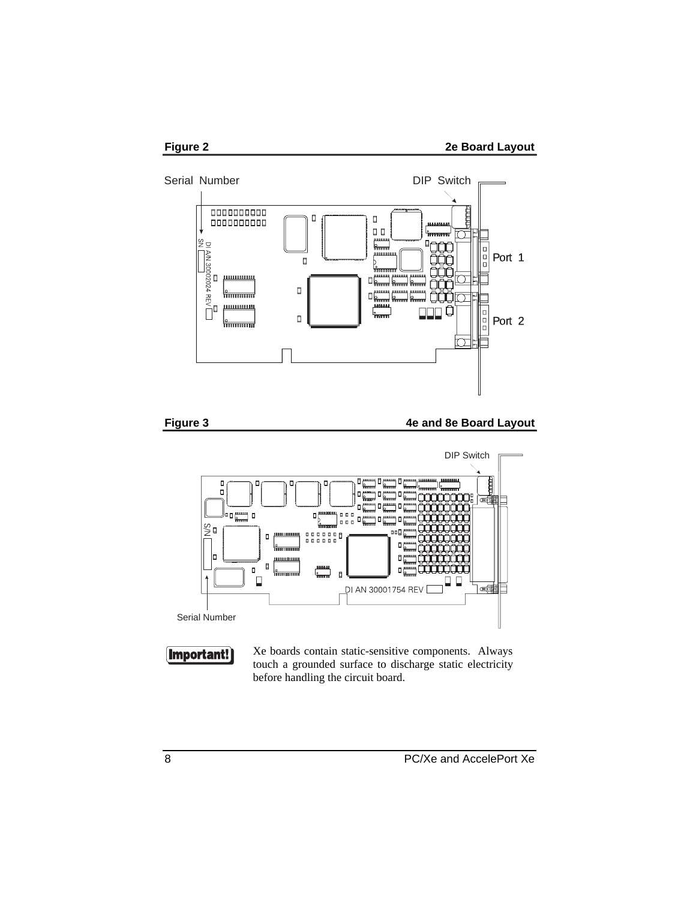**Figure 2** **2e Board Layout**

Serial Number

DIP Switch

Port 1

Port 2

**Figure 3** **4e and 8e Board Layout**

DIP Switch

Serial Number

**Important!** Xe boards contain static-sensitive components. Always touch a grounded surface to discharge static electricity before handling the circuit board.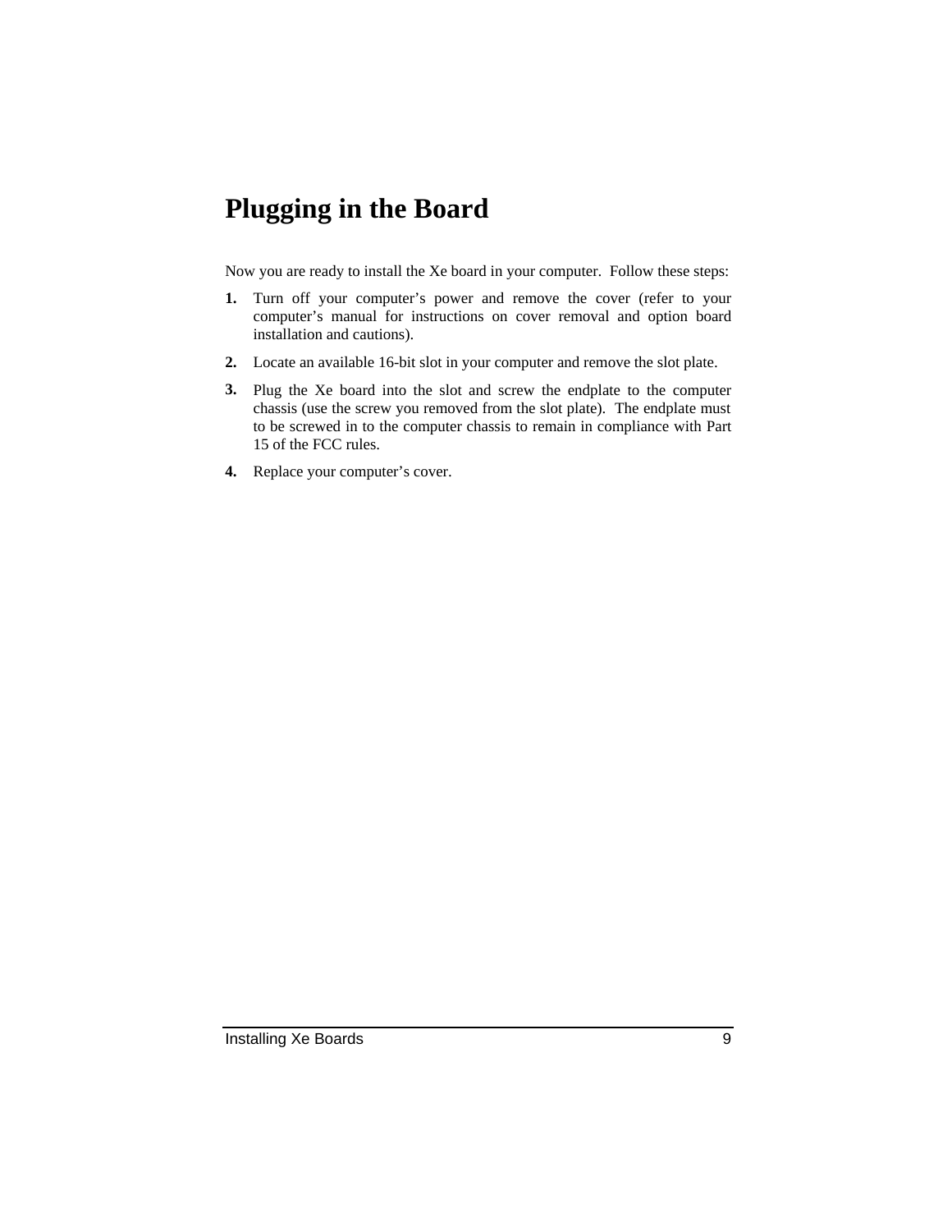# Plugging in the Board

Now you are ready to install the Xe board in your computer. Follow these steps:

1. Turn off your computer's power and remove the cover (refer to your computer's manual for instructions on cover removal and option board installation and cautions).
2. Locate an available 16-bit slot in your computer and remove the slot plate.
3. Plug the Xe board into the slot and screw the endplate to the computer chassis (use the screw you removed from the slot plate). The endplate must to be screwed in to the computer chassis to remain in compliance with Part 15 of the FCC rules.
4. Replace your computer's cover.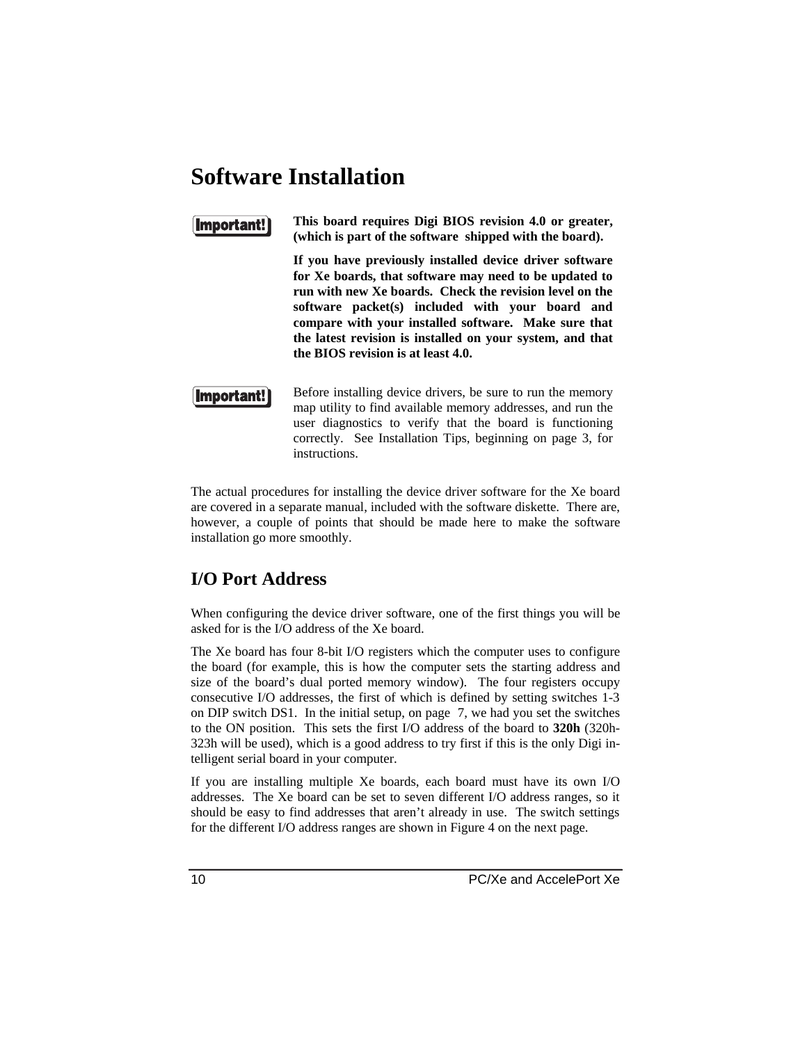# Software Installation

**Important!**

**This board requires Digi BIOS revision 4.0 or greater, (which is part of the software shipped with the board).**

**If you have previously installed device driver software for Xe boards, that software may need to be updated to run with new Xe boards. Check the revision level on the software packet(s) included with your board and compare with your installed software. Make sure that the latest revision is installed on your system, and that the BIOS revision is at least 4.0.**

**Important!**

Before installing device drivers, be sure to run the memory map utility to find available memory addresses, and run the user diagnostics to verify that the board is functioning correctly. See Installation Tips, beginning on page 3, for instructions.

The actual procedures for installing the device driver software for the Xe board are covered in a separate manual, included with the software diskette. There are, however, a couple of points that should be made here to make the software installation go more smoothly.

## I/O Port Address

When configuring the device driver software, one of the first things you will be asked for is the I/O address of the Xe board.

The Xe board has four 8-bit I/O registers which the computer uses to configure the board (for example, this is how the computer sets the starting address and size of the board's dual ported memory window). The four registers occupy consecutive I/O addresses, the first of which is defined by setting switches 1-3 on DIP switch DS1. In the initial setup, on page 7, we had you set the switches to the ON position. This sets the first I/O address of the board to **320h** (320h-323h will be used), which is a good address to try first if this is the only Digi intelligent serial board in your computer.

If you are installing multiple Xe boards, each board must have its own I/O addresses. The Xe board can be set to seven different I/O address ranges, so it should be easy to find addresses that aren't already in use. The switch settings for the different I/O address ranges are shown in Figure 4 on the next page.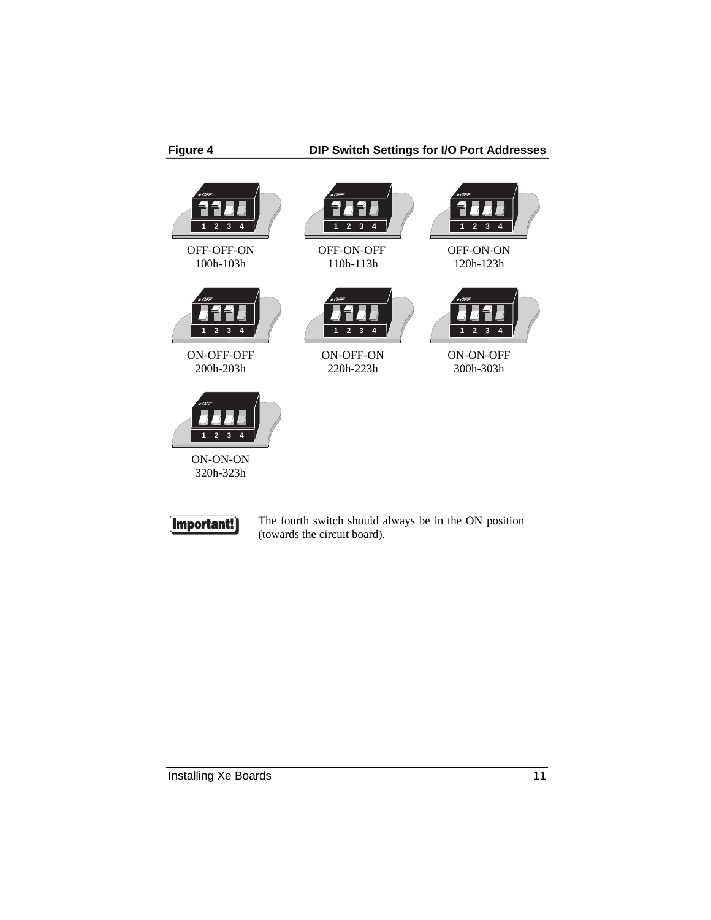**Figure 4** **DIP Switch Settings for I/O Port Addresses**

OFF-OFF-ON
100h-103h

OFF-ON-OFF
110h-113h

OFF-ON-ON
120h-123h

ON-OFF-OFF
200h-203h

ON-OFF-ON
220h-223h

ON-ON-OFF
300h-303h

ON-ON-ON
320h-323h

**Important!** The fourth switch should always be in the ON position (towards the circuit board).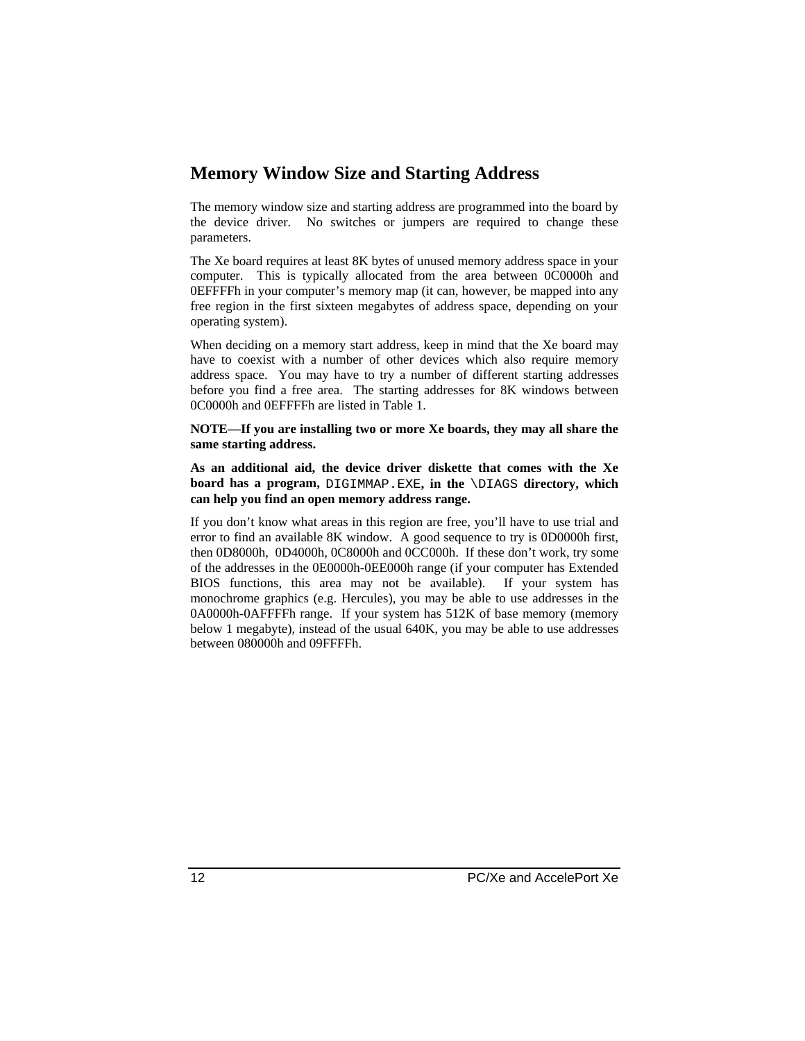## Memory Window Size and Starting Address

The memory window size and starting address are programmed into the board by the device driver. No switches or jumpers are required to change these parameters.

The Xe board requires at least 8K bytes of unused memory address space in your computer. This is typically allocated from the area between 0C0000h and 0EFFFFh in your computer's memory map (it can, however, be mapped into any free region in the first sixteen megabytes of address space, depending on your operating system).

When deciding on a memory start address, keep in mind that the Xe board may have to coexist with a number of other devices which also require memory address space. You may have to try a number of different starting addresses before you find a free area. The starting addresses for 8K windows between 0C0000h and 0EFFFFh are listed in Table 1.

**NOTE—If you are installing two or more Xe boards, they may all share the same starting address.**

**As an additional aid, the device driver diskette that comes with the Xe board has a program, `DIGIMMAP.EXE`, in the `\DIAGS` directory, which can help you find an open memory address range.**

If you don't know what areas in this region are free, you'll have to use trial and error to find an available 8K window. A good sequence to try is 0D0000h first, then 0D8000h, 0D4000h, 0C8000h and 0CC000h. If these don't work, try some of the addresses in the 0E0000h-0EE000h range (if your computer has Extended BIOS functions, this area may not be available). If your system has monochrome graphics (e.g. Hercules), you may be able to use addresses in the 0A0000h-0AFFFFh range. If your system has 512K of base memory (memory below 1 megabyte), instead of the usual 640K, you may be able to use addresses between 080000h and 09FFFFh.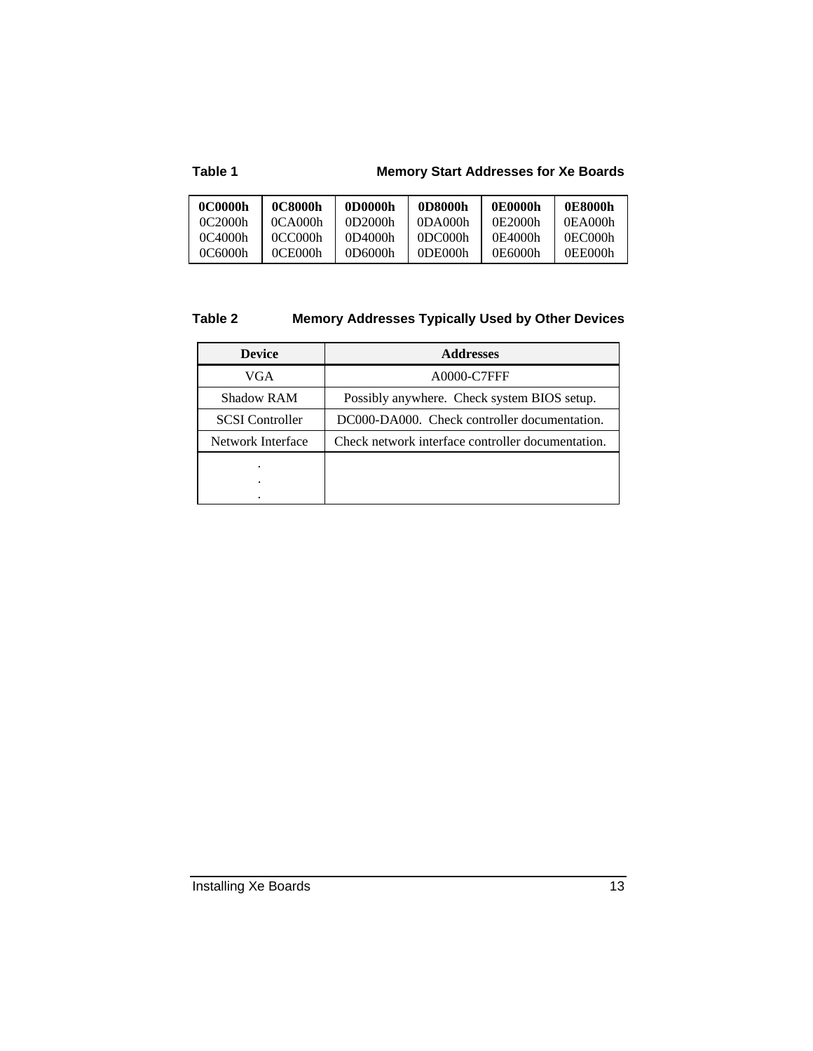**Table 1 Memory Start Addresses for Xe Boards**

| **0C0000h** | **0C8000h** | **0D0000h** | **0D8000h** | **0E0000h** | **0E8000h** |
|---|---|---|---|---|---|
| 0C2000h | 0CA000h | 0D2000h | 0DA000h | 0E2000h | 0EA000h |
| 0C4000h | 0CC000h | 0D4000h | 0DC000h | 0E4000h | 0EC000h |
| 0C6000h | 0CE000h | 0D6000h | 0DE000h | 0E6000h | 0EE000h |

**Table 2 Memory Addresses Typically Used by Other Devices**

| Device | Addresses |
|---|---|
| VGA | A0000-C7FFF |
| Shadow RAM | Possibly anywhere. Check system BIOS setup. |
| SCSI Controller | DC000-DA000. Check controller documentation. |
| Network Interface | Check network interface controller documentation. |
| .<br>.<br>. | |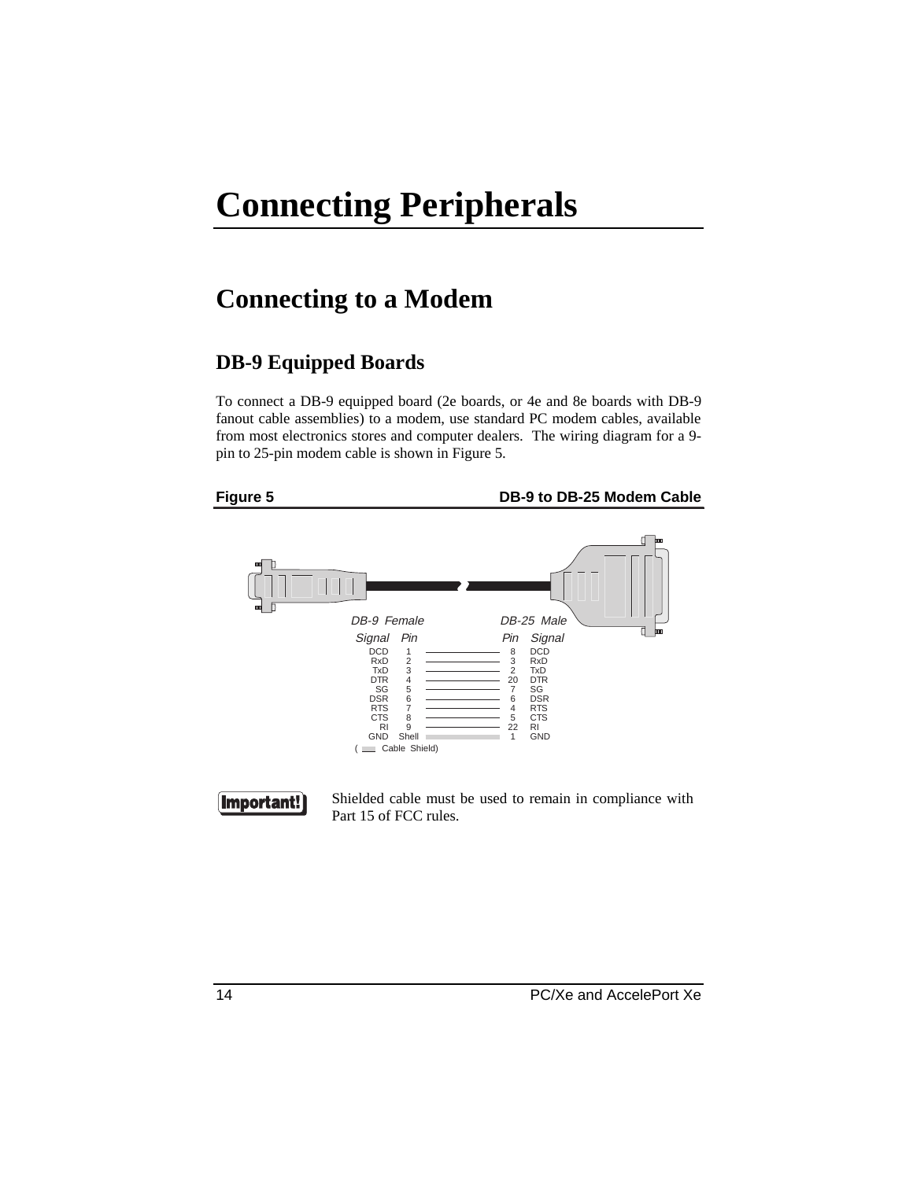# Connecting Peripherals

## Connecting to a Modem

### DB-9 Equipped Boards

To connect a DB-9 equipped board (2e boards, or 4e and 8e boards with DB-9 fanout cable assemblies) to a modem, use standard PC modem cables, available from most electronics stores and computer dealers. The wiring diagram for a 9-pin to 25-pin modem cable is shown in Figure 5.

**Figure 5** **DB-9 to DB-25 Modem Cable**

| DB-9 Female Signal | DB-9 Female Pin | DB-25 Male Pin | DB-25 Male Signal |
|---|---|---|---|
| DCD | 1 | 8 | DCD |
| RxD | 2 | 3 | RxD |
| TxD | 3 | 2 | TxD |
| DTR | 4 | 20 | DTR |
| SG | 5 | 7 | SG |
| DSR | 6 | 6 | DSR |
| RTS | 7 | 4 | RTS |
| CTS | 8 | 5 | CTS |
| RI | 9 | 22 | RI |
| GND | Shell | 1 | GND |

(Cable Shield)

**Important!** Shielded cable must be used to remain in compliance with Part 15 of FCC rules.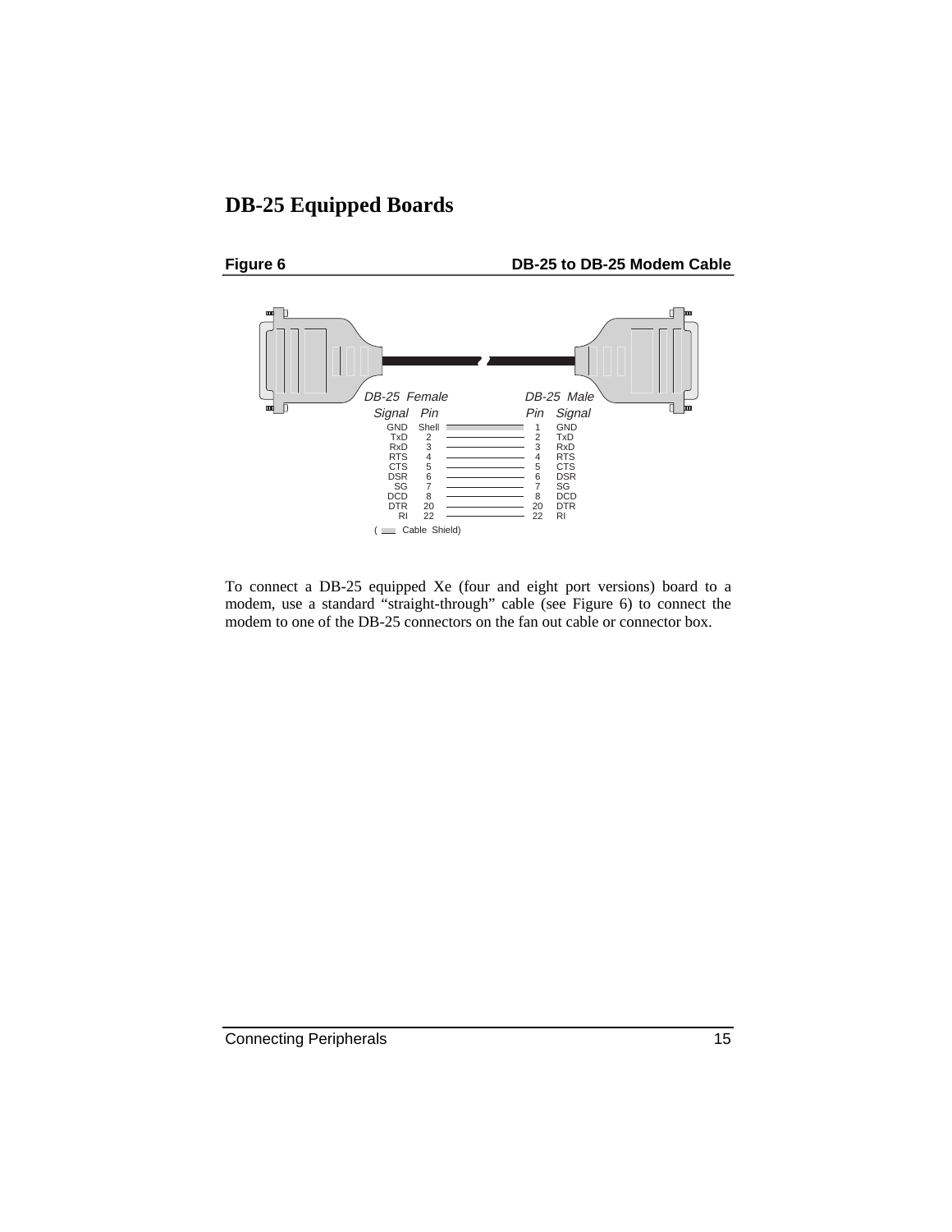# DB-25 Equipped Boards

**Figure 6** **DB-25 to DB-25 Modem Cable**

| DB-25 Female Signal | DB-25 Female Pin | | DB-25 Male Pin | DB-25 Male Signal |
|---|---|---|---|---|
| GND | Shell | | 1 | GND |
| TxD | 2 | | 2 | TxD |
| RxD | 3 | | 3 | RxD |
| RTS | 4 | | 4 | RTS |
| CTS | 5 | | 5 | CTS |
| DSR | 6 | | 6 | DSR |
| SG | 7 | | 7 | SG |
| DCD | 8 | | 8 | DCD |
| DTR | 20 | | 20 | DTR |
| RI | 22 | | 22 | RI |

( Cable Shield)

To connect a DB-25 equipped Xe (four and eight port versions) board to a modem, use a standard "straight-through" cable (see Figure 6) to connect the modem to one of the DB-25 connectors on the fan out cable or connector box.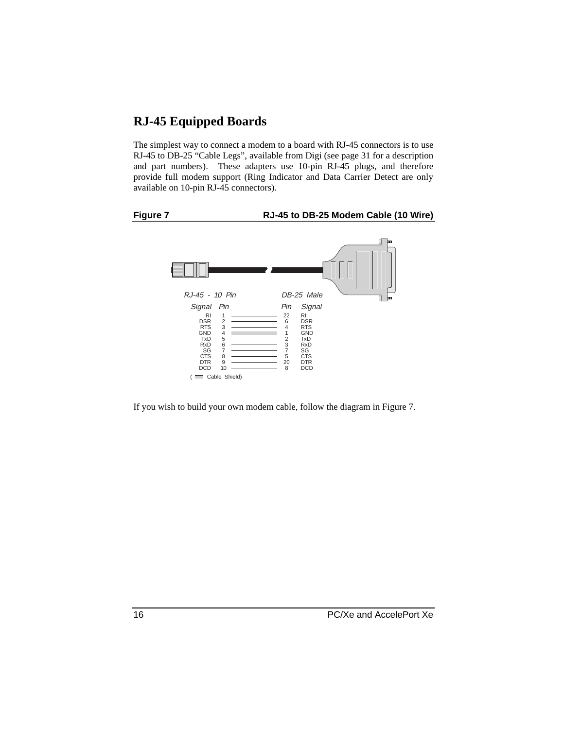## RJ-45 Equipped Boards

The simplest way to connect a modem to a board with RJ-45 connectors is to use RJ-45 to DB-25 "Cable Legs", available from Digi (see page 31 for a description and part numbers). These adapters use 10-pin RJ-45 plugs, and therefore provide full modem support (Ring Indicator and Data Carrier Detect are only available on 10-pin RJ-45 connectors).

**Figure 7 RJ-45 to DB-25 Modem Cable (10 Wire)**

| RJ-45 - 10 Pin Signal | RJ-45 - 10 Pin Pin | DB-25 Male Pin | DB-25 Male Signal |
|---|---|---|---|
| RI | 1 | 22 | RI |
| DSR | 2 | 6 | DSR |
| RTS | 3 | 4 | RTS |
| GND | 4 | 1 | GND |
| TxD | 5 | 2 | TxD |
| RxD | 6 | 3 | RxD |
| SG | 7 | 7 | SG |
| CTS | 8 | 5 | CTS |
| DTR | 9 | 20 | DTR |
| DCD | 10 | 8 | DCD |

( Cable Shield)

If you wish to build your own modem cable, follow the diagram in Figure 7.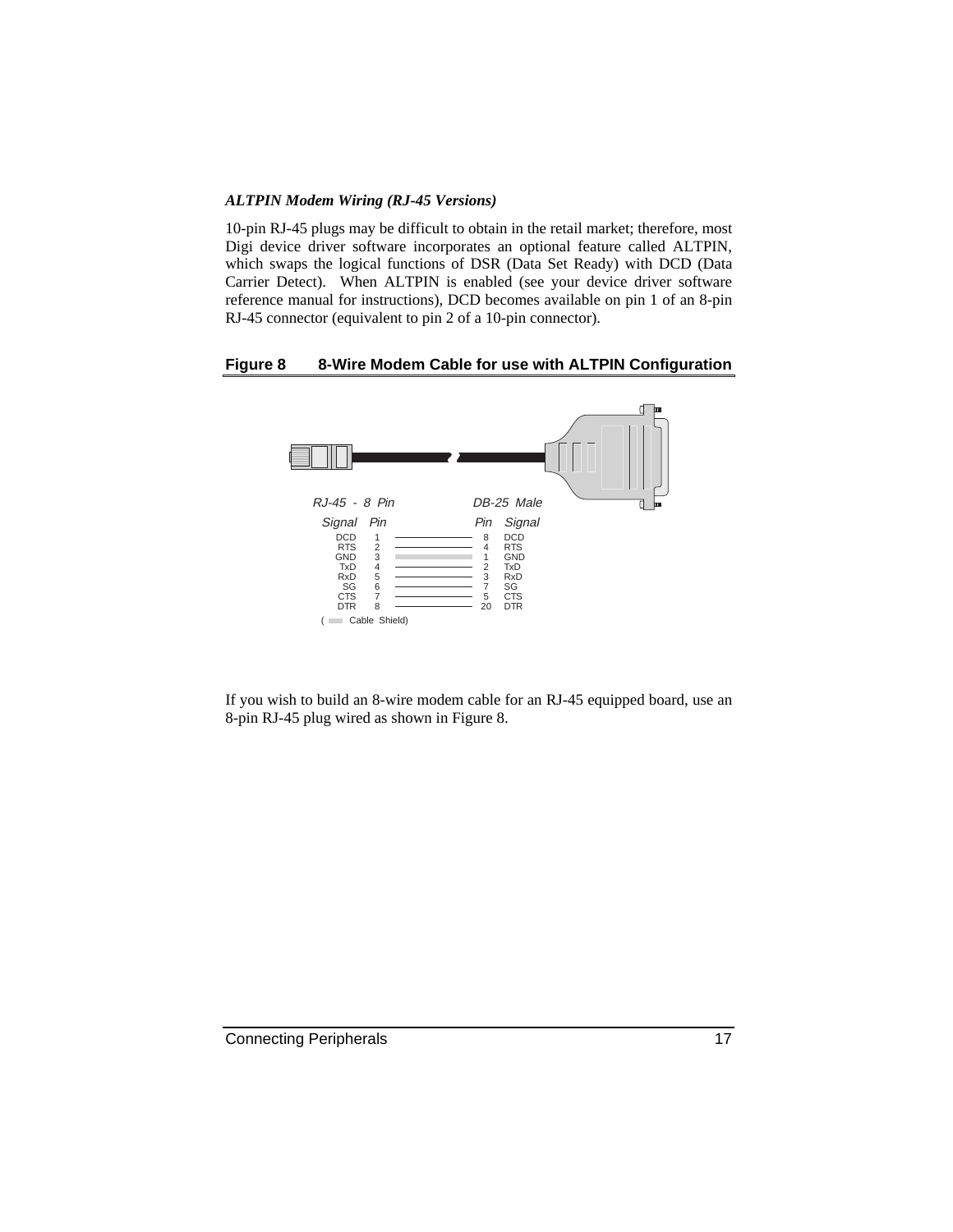### *ALTPIN Modem Wiring (RJ-45 Versions)*

10-pin RJ-45 plugs may be difficult to obtain in the retail market; therefore, most Digi device driver software incorporates an optional feature called ALTPIN, which swaps the logical functions of DSR (Data Set Ready) with DCD (Data Carrier Detect). When ALTPIN is enabled (see your device driver software reference manual for instructions), DCD becomes available on pin 1 of an 8-pin RJ-45 connector (equivalent to pin 2 of a 10-pin connector).

**Figure 8 8-Wire Modem Cable for use with ALTPIN Configuration**

| RJ-45 - 8 Pin Signal | RJ-45 - 8 Pin Pin | DB-25 Male Pin | DB-25 Male Signal |
|---|---|---|---|
| DCD | 1 | 8 | DCD |
| RTS | 2 | 4 | RTS |
| GND | 3 | 1 | GND |
| TxD | 4 | 2 | TxD |
| RxD | 5 | 3 | RxD |
| SG | 6 | 7 | SG |
| CTS | 7 | 5 | CTS |
| DTR | 8 | 20 | DTR |

( Cable Shield)

If you wish to build an 8-wire modem cable for an RJ-45 equipped board, use an 8-pin RJ-45 plug wired as shown in Figure 8.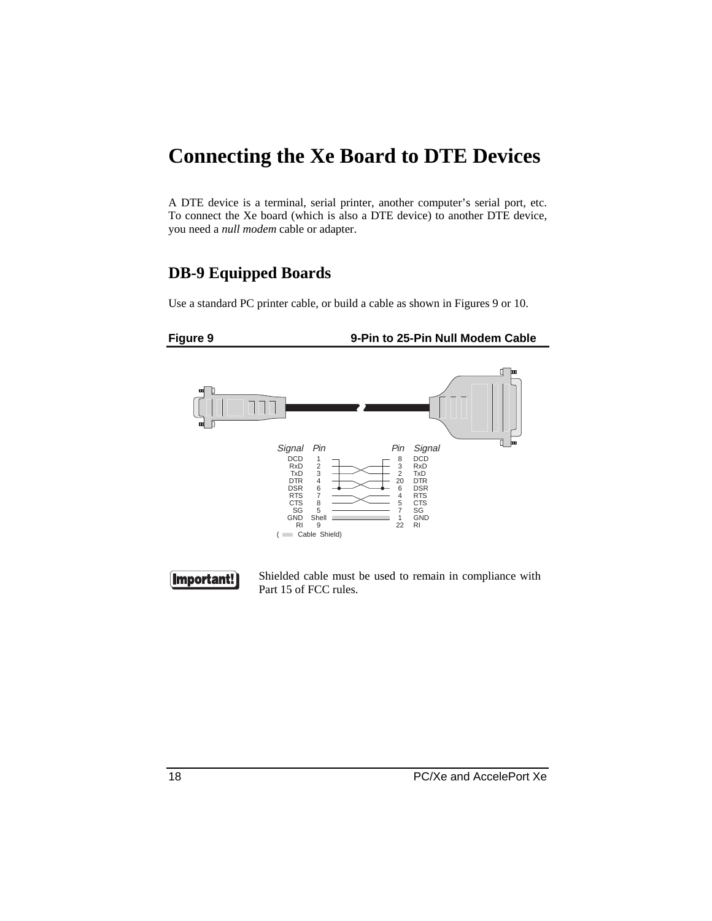# Connecting the Xe Board to DTE Devices

A DTE device is a terminal, serial printer, another computer's serial port, etc. To connect the Xe board (which is also a DTE device) to another DTE device, you need a *null modem* cable or adapter.

## DB-9 Equipped Boards

Use a standard PC printer cable, or build a cable as shown in Figures 9 or 10.

**Figure 9 — 9-Pin to 25-Pin Null Modem Cable**

| Signal | Pin | Pin | Signal |
|---|---|---|---|
| DCD | 1 | 8 | DCD |
| RxD | 2 | 3 | RxD |
| TxD | 3 | 2 | TxD |
| DTR | 4 | 20 | DTR |
| DSR | 6 | 6 | DSR |
| RTS | 7 | 4 | RTS |
| CTS | 8 | 5 | CTS |
| SG | 5 | 7 | SG |
| GND | Shell | 1 | GND |
| RI | 9 | 22 | RI |

( Cable Shield)

**Important!** Shielded cable must be used to remain in compliance with Part 15 of FCC rules.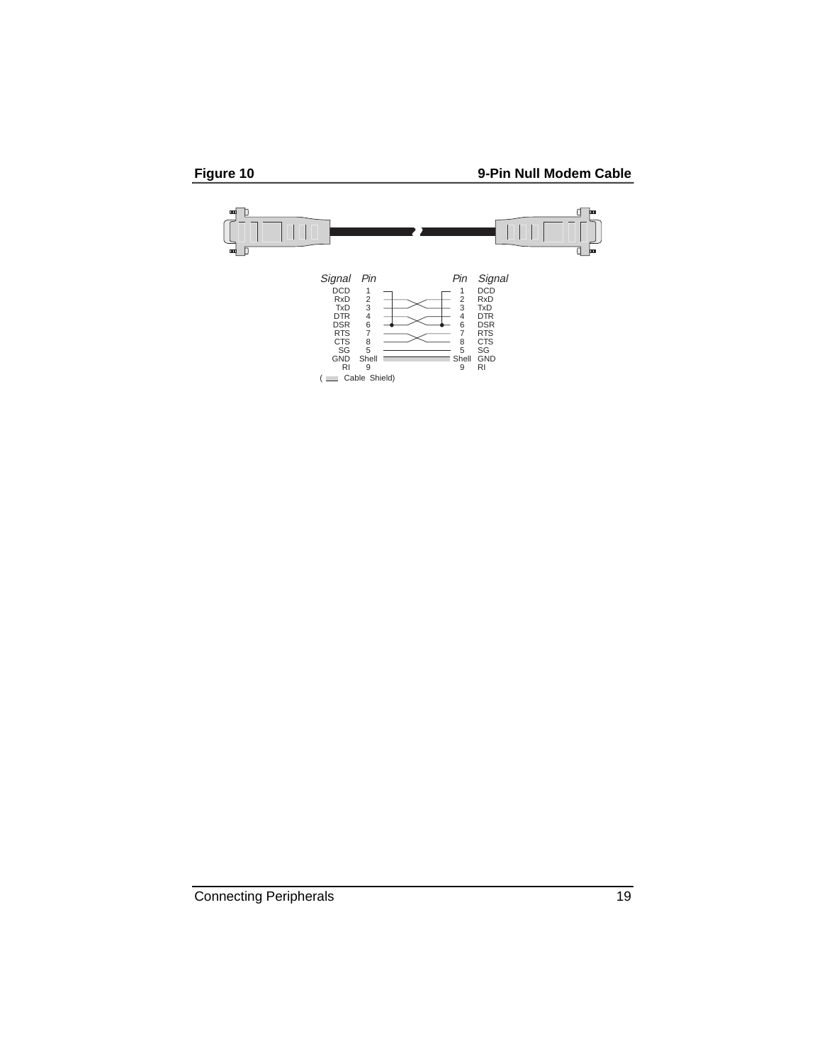**Figure 10** **9-Pin Null Modem Cable**

| Signal | Pin | Pin | Signal |
|---|---|---|---|
| DCD | 1 | 1 | DCD |
| RxD | 2 | 2 | RxD |
| TxD | 3 | 3 | TxD |
| DTR | 4 | 4 | DTR |
| DSR | 6 | 6 | DSR |
| RTS | 7 | 7 | RTS |
| CTS | 8 | 8 | CTS |
| SG | 5 | 5 | SG |
| GND | Shell | Shell | GND |
| RI | 9 | 9 | RI |

( Cable Shield)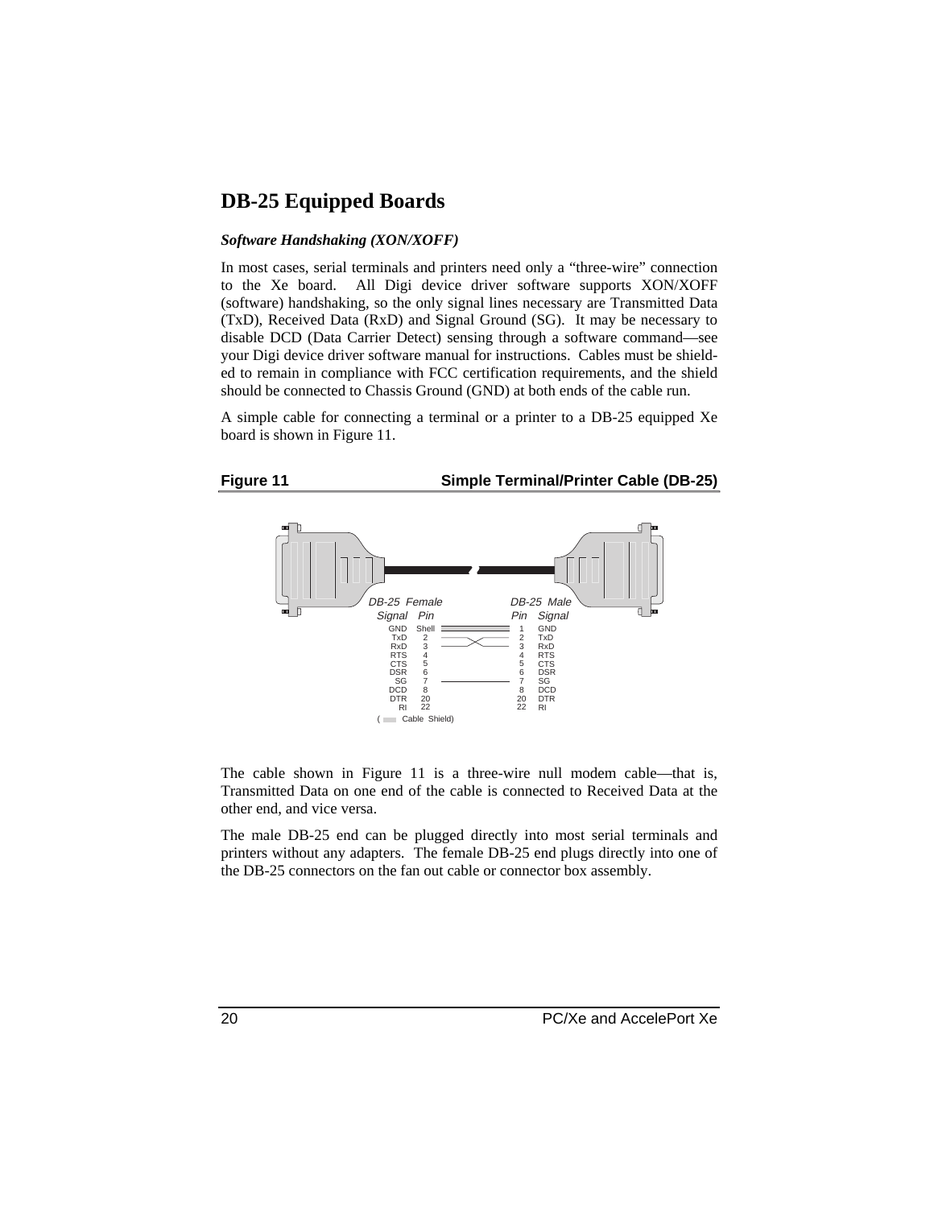## DB-25 Equipped Boards

***Software Handshaking (XON/XOFF)***

In most cases, serial terminals and printers need only a "three-wire" connection to the Xe board. All Digi device driver software supports XON/XOFF (software) handshaking, so the only signal lines necessary are Transmitted Data (TxD), Received Data (RxD) and Signal Ground (SG). It may be necessary to disable DCD (Data Carrier Detect) sensing through a software command—see your Digi device driver software manual for instructions. Cables must be shielded to remain in compliance with FCC certification requirements, and the shield should be connected to Chassis Ground (GND) at both ends of the cable run.

A simple cable for connecting a terminal or a printer to a DB-25 equipped Xe board is shown in Figure 11.

**Figure 11 Simple Terminal/Printer Cable (DB-25)**

| DB-25 Female Signal | Pin | | DB-25 Male Pin | Signal |
|---|---|---|---|---|
| GND | Shell | ═══ | 1 | GND |
| TxD | 2 | ╲╱ | 2 | TxD |
| RxD | 3 | ╱╲ | 3 | RxD |
| RTS | 4 | | 4 | RTS |
| CTS | 5 | | 5 | CTS |
| DSR | 6 | | 6 | DSR |
| SG | 7 | ─── | 7 | SG |
| DCD | 8 | | 8 | DCD |
| DTR | 20 | | 20 | DTR |
| RI | 22 | | 22 | RI |

( ═ Cable Shield)

The cable shown in Figure 11 is a three-wire null modem cable—that is, Transmitted Data on one end of the cable is connected to Received Data at the other end, and vice versa.

The male DB-25 end can be plugged directly into most serial terminals and printers without any adapters. The female DB-25 end plugs directly into one of the DB-25 connectors on the fan out cable or connector box assembly.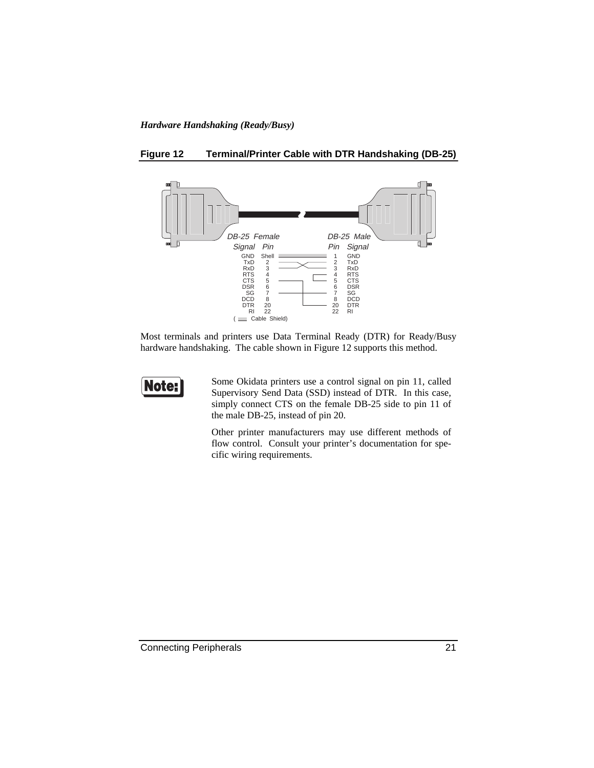*Hardware Handshaking (Ready/Busy)*

**Figure 12 Terminal/Printer Cable with DTR Handshaking (DB-25)**

| DB-25 Female Signal | Pin | DB-25 Male Pin | Signal |
|---|---|---|---|
| GND | Shell | 1 | GND |
| TxD | 2 | 2 | TxD |
| RxD | 3 | 3 | RxD |
| RTS | 4 | 4 | RTS |
| CTS | 5 | 5 | CTS |
| DSR | 6 | 6 | DSR |
| SG | 7 | 7 | SG |
| DCD | 8 | 8 | DCD |
| DTR | 20 | 20 | DTR |
| RI | 22 | 22 | RI |

( Cable Shield)

Most terminals and printers use Data Terminal Ready (DTR) for Ready/Busy hardware handshaking. The cable shown in Figure 12 supports this method.

**Note:** Some Okidata printers use a control signal on pin 11, called Supervisory Send Data (SSD) instead of DTR. In this case, simply connect CTS on the female DB-25 side to pin 11 of the male DB-25, instead of pin 20.

Other printer manufacturers may use different methods of flow control. Consult your printer's documentation for specific wiring requirements.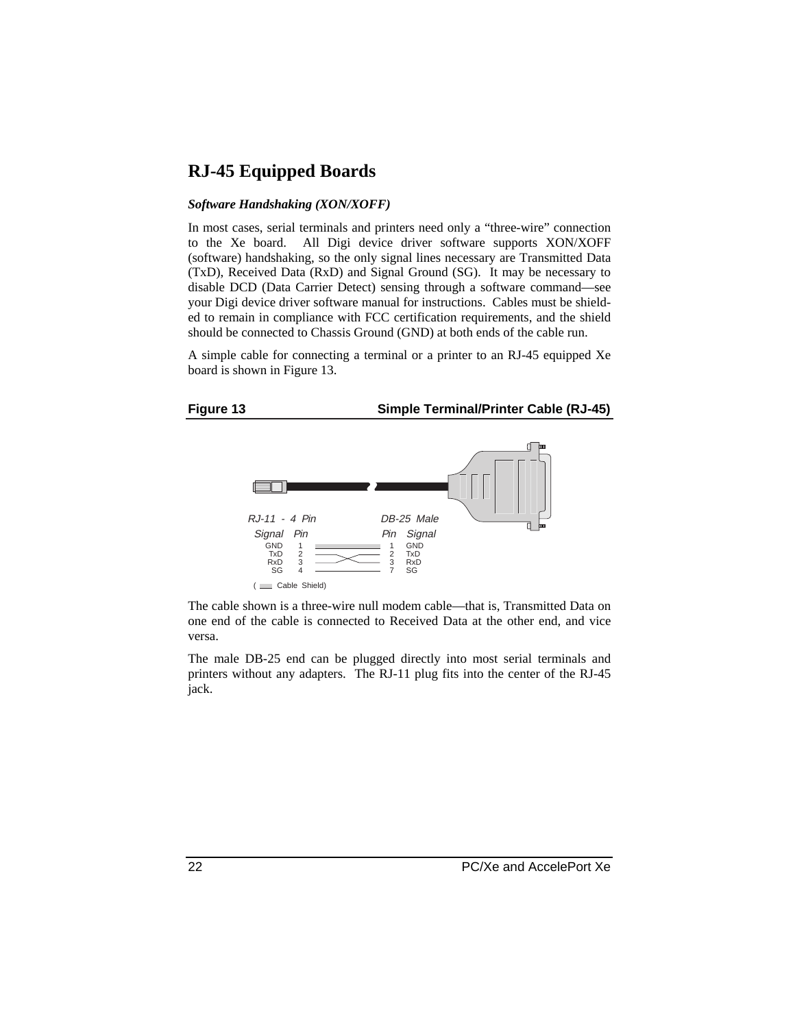## RJ-45 Equipped Boards

***Software Handshaking (XON/XOFF)***

In most cases, serial terminals and printers need only a "three-wire" connection to the Xe board. All Digi device driver software supports XON/XOFF (software) handshaking, so the only signal lines necessary are Transmitted Data (TxD), Received Data (RxD) and Signal Ground (SG). It may be necessary to disable DCD (Data Carrier Detect) sensing through a software command—see your Digi device driver software manual for instructions. Cables must be shielded to remain in compliance with FCC certification requirements, and the shield should be connected to Chassis Ground (GND) at both ends of the cable run.

A simple cable for connecting a terminal or a printer to an RJ-45 equipped Xe board is shown in Figure 13.

**Figure 13 Simple Terminal/Printer Cable (RJ-45)**

| RJ-11 - 4 Pin Signal | Pin | DB-25 Male Pin | Signal |
|---|---|---|---|
| GND | 1 | 1 | GND |
| TxD | 2 | 2 | TxD |
| RxD | 3 | 3 | RxD |
| SG | 4 | 7 | SG |

( Cable Shield)

The cable shown is a three-wire null modem cable—that is, Transmitted Data on one end of the cable is connected to Received Data at the other end, and vice versa.

The male DB-25 end can be plugged directly into most serial terminals and printers without any adapters. The RJ-11 plug fits into the center of the RJ-45 jack.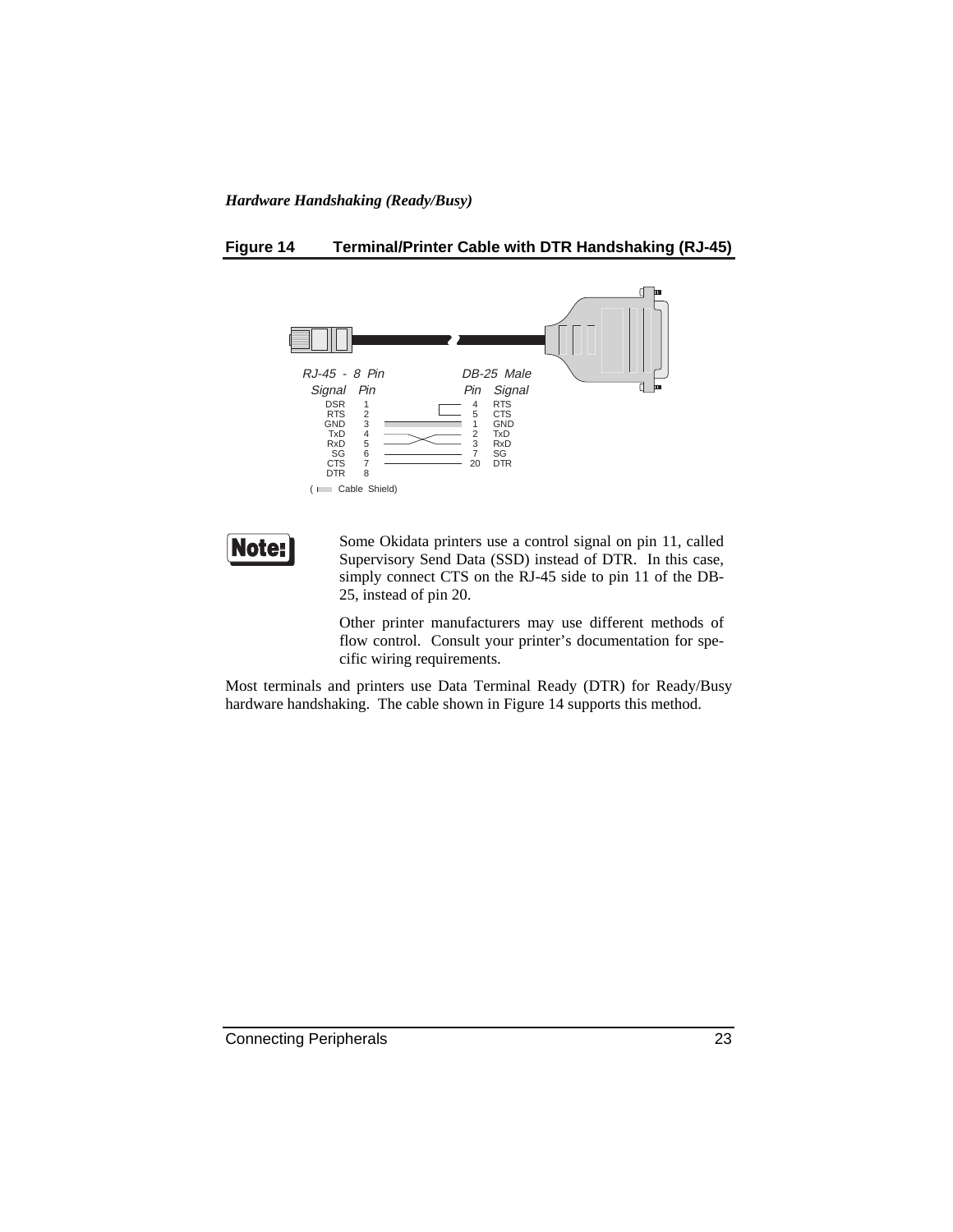*Hardware Handshaking (Ready/Busy)*

**Figure 14 Terminal/Printer Cable with DTR Handshaking (RJ-45)**

| RJ-45 - 8 Pin Signal | Pin | DB-25 Male Pin | Signal |
|---|---|---|---|
| DSR | 1 | 4 | RTS |
| RTS | 2 | 5 | CTS |
| GND | 3 | 1 | GND |
| TxD | 4 | 2 | TxD |
| RxD | 5 | 3 | RxD |
| SG | 6 | 7 | SG |
| CTS | 7 | 20 | DTR |
| DTR | 8 | | |

( Cable Shield)

**Note:**

Some Okidata printers use a control signal on pin 11, called Supervisory Send Data (SSD) instead of DTR. In this case, simply connect CTS on the RJ-45 side to pin 11 of the DB-25, instead of pin 20.

Other printer manufacturers may use different methods of flow control. Consult your printer's documentation for specific wiring requirements.

Most terminals and printers use Data Terminal Ready (DTR) for Ready/Busy hardware handshaking. The cable shown in Figure 14 supports this method.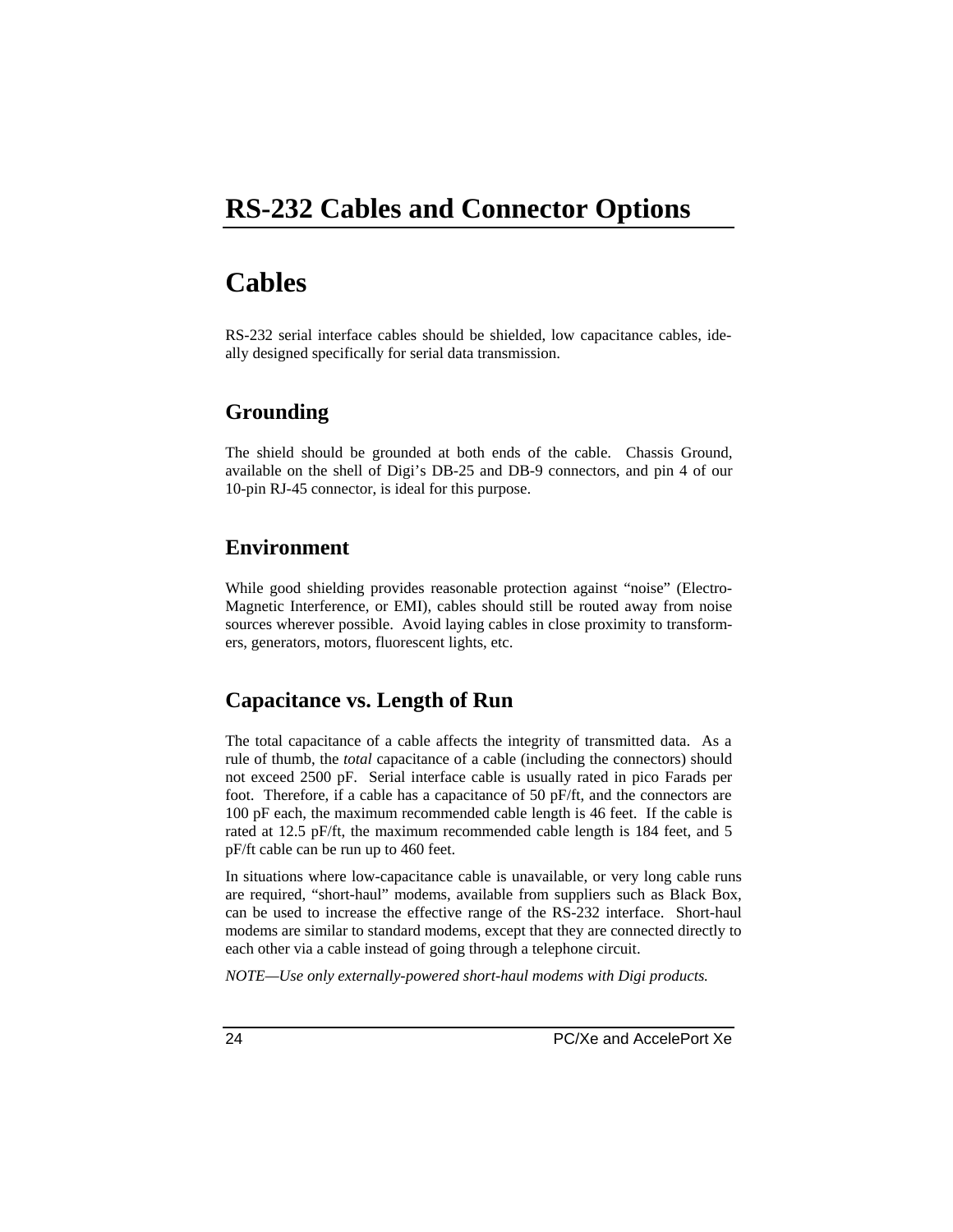# RS-232 Cables and Connector Options

## Cables

RS-232 serial interface cables should be shielded, low capacitance cables, ideally designed specifically for serial data transmission.

### Grounding

The shield should be grounded at both ends of the cable. Chassis Ground, available on the shell of Digi's DB-25 and DB-9 connectors, and pin 4 of our 10-pin RJ-45 connector, is ideal for this purpose.

### Environment

While good shielding provides reasonable protection against "noise" (Electro-Magnetic Interference, or EMI), cables should still be routed away from noise sources wherever possible. Avoid laying cables in close proximity to transformers, generators, motors, fluorescent lights, etc.

### Capacitance vs. Length of Run

The total capacitance of a cable affects the integrity of transmitted data. As a rule of thumb, the *total* capacitance of a cable (including the connectors) should not exceed 2500 pF. Serial interface cable is usually rated in pico Farads per foot. Therefore, if a cable has a capacitance of 50 pF/ft, and the connectors are 100 pF each, the maximum recommended cable length is 46 feet. If the cable is rated at 12.5 pF/ft, the maximum recommended cable length is 184 feet, and 5 pF/ft cable can be run up to 460 feet.

In situations where low-capacitance cable is unavailable, or very long cable runs are required, "short-haul" modems, available from suppliers such as Black Box, can be used to increase the effective range of the RS-232 interface. Short-haul modems are similar to standard modems, except that they are connected directly to each other via a cable instead of going through a telephone circuit.

*NOTE—Use only externally-powered short-haul modems with Digi products.*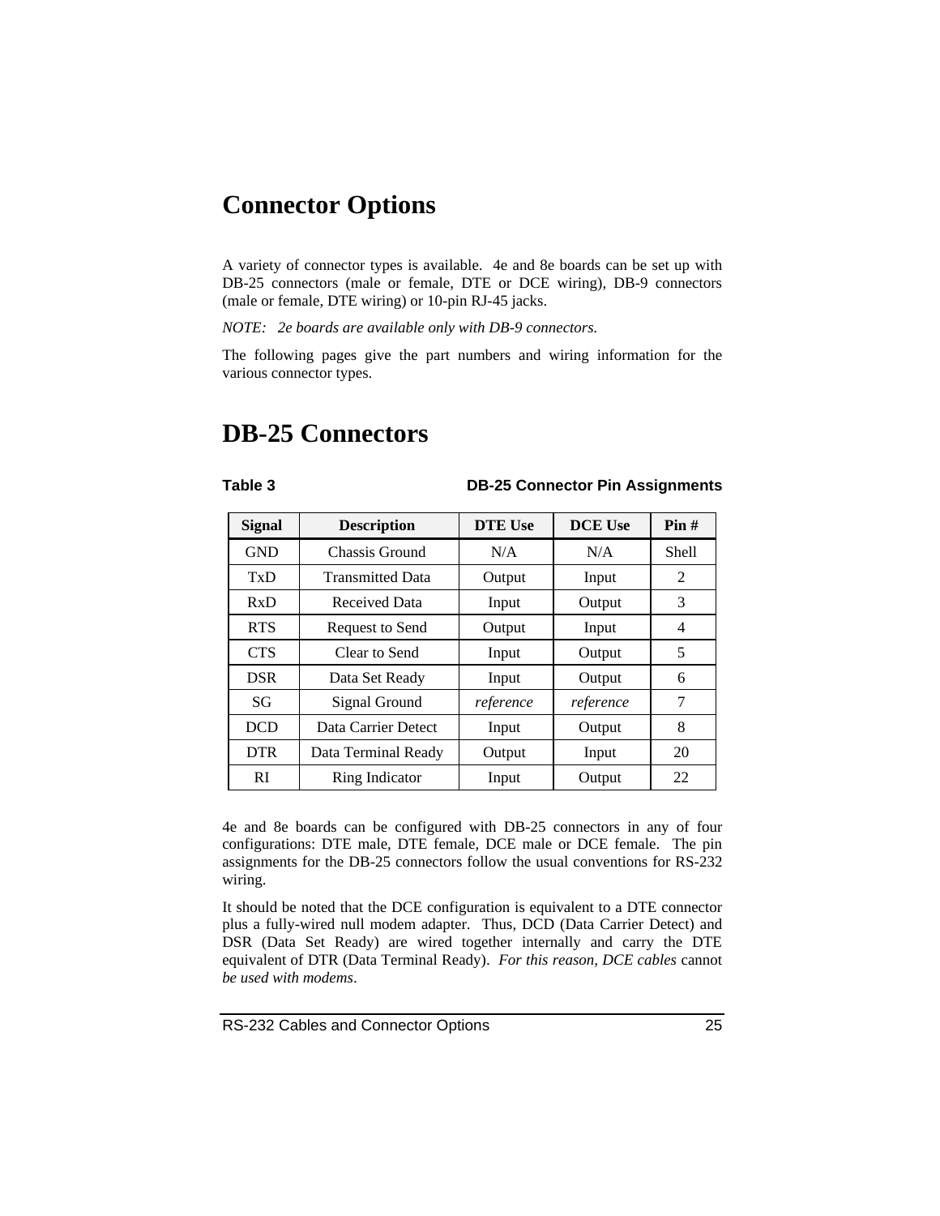# Connector Options

A variety of connector types is available. 4e and 8e boards can be set up with DB-25 connectors (male or female, DTE or DCE wiring), DB-9 connectors (male or female, DTE wiring) or 10-pin RJ-45 jacks.

*NOTE: 2e boards are available only with DB-9 connectors.*

The following pages give the part numbers and wiring information for the various connector types.

# DB-25 Connectors

**Table 3 DB-25 Connector Pin Assignments**

| Signal | Description | DTE Use | DCE Use | Pin # |
|---|---|---|---|---|
| GND | Chassis Ground | N/A | N/A | Shell |
| TxD | Transmitted Data | Output | Input | 2 |
| RxD | Received Data | Input | Output | 3 |
| RTS | Request to Send | Output | Input | 4 |
| CTS | Clear to Send | Input | Output | 5 |
| DSR | Data Set Ready | Input | Output | 6 |
| SG | Signal Ground | *reference* | *reference* | 7 |
| DCD | Data Carrier Detect | Input | Output | 8 |
| DTR | Data Terminal Ready | Output | Input | 20 |
| RI | Ring Indicator | Input | Output | 22 |

4e and 8e boards can be configured with DB-25 connectors in any of four configurations: DTE male, DTE female, DCE male or DCE female. The pin assignments for the DB-25 connectors follow the usual conventions for RS-232 wiring.

It should be noted that the DCE configuration is equivalent to a DTE connector plus a fully-wired null modem adapter. Thus, DCD (Data Carrier Detect) and DSR (Data Set Ready) are wired together internally and carry the DTE equivalent of DTR (Data Terminal Ready). *For this reason, DCE cables* cannot *be used with modems*.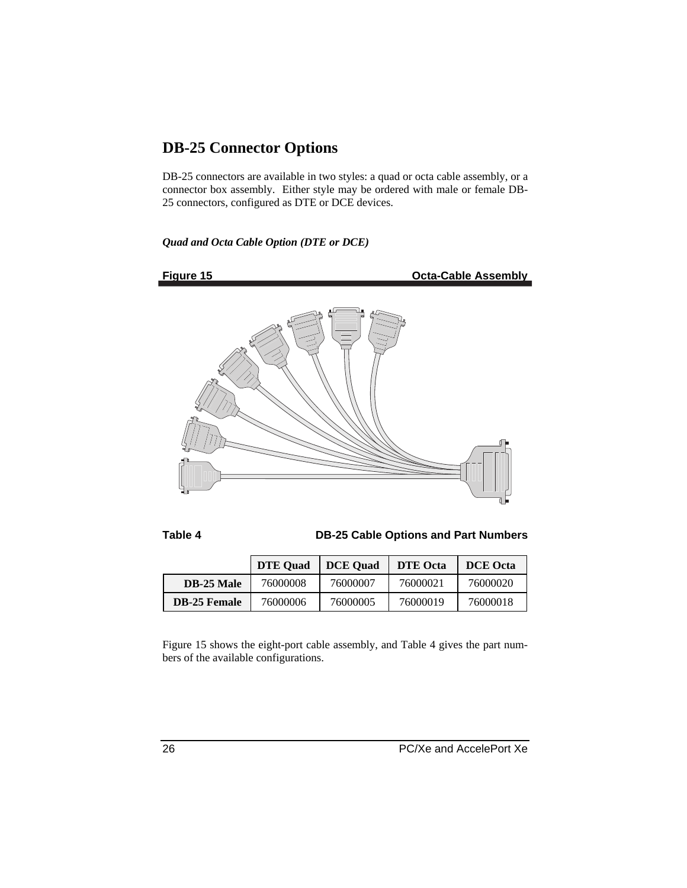## DB-25 Connector Options

DB-25 connectors are available in two styles: a quad or octa cable assembly, or a connector box assembly. Either style may be ordered with male or female DB-25 connectors, configured as DTE or DCE devices.

### *Quad and Octa Cable Option (DTE or DCE)*

**Figure 15 Octa-Cable Assembly**

**Table 4 DB-25 Cable Options and Part Numbers**

| | DTE Quad | DCE Quad | DTE Octa | DCE Octa |
|---|---|---|---|---|
| **DB-25 Male** | 76000008 | 76000007 | 76000021 | 76000020 |
| **DB-25 Female** | 76000006 | 76000005 | 76000019 | 76000018 |

Figure 15 shows the eight-port cable assembly, and Table 4 gives the part numbers of the available configurations.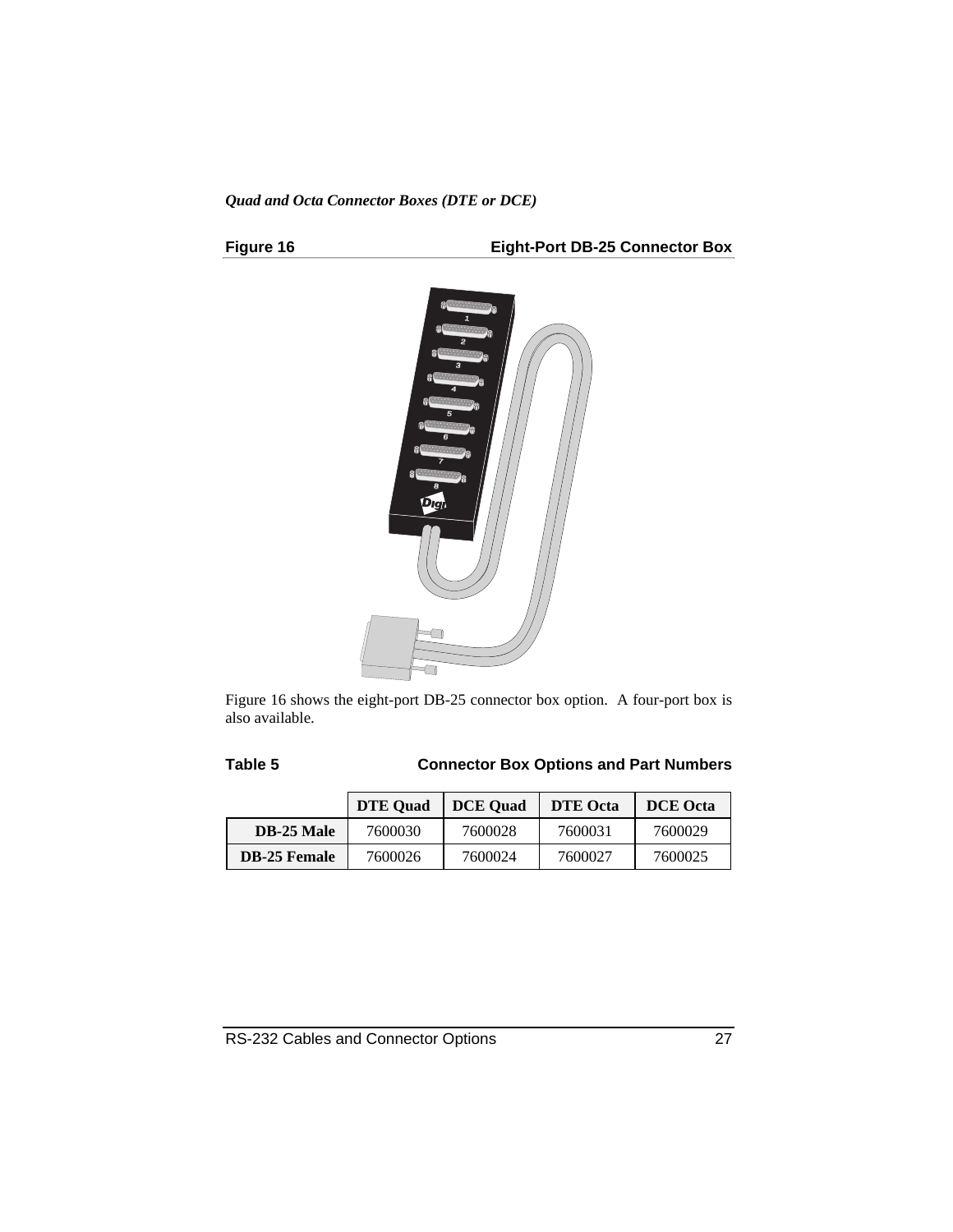*Quad and Octa Connector Boxes (DTE or DCE)*

**Figure 16 — Eight-Port DB-25 Connector Box**

Figure 16 shows the eight-port DB-25 connector box option.  A four-port box is also available.

**Table 5 — Connector Box Options and Part Numbers**

| | DTE Quad | DCE Quad | DTE Octa | DCE Octa |
|---|---|---|---|---|
| **DB-25 Male** | 7600030 | 7600028 | 7600031 | 7600029 |
| **DB-25 Female** | 7600026 | 7600024 | 7600027 | 7600025 |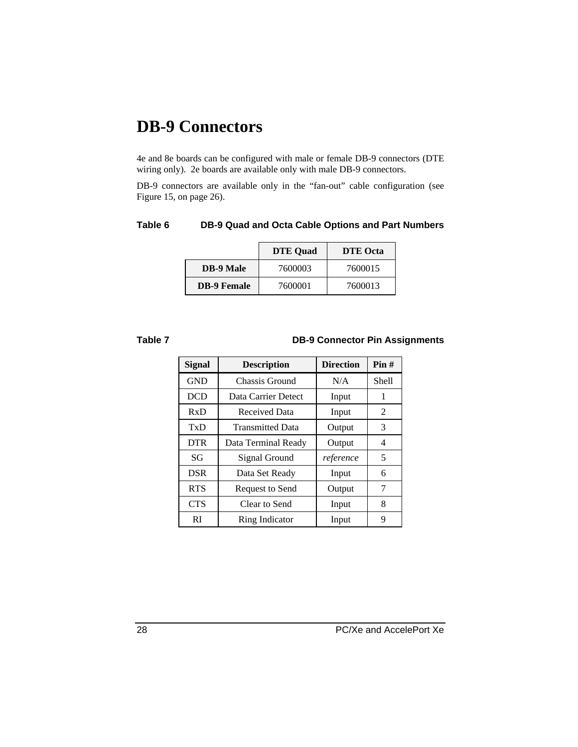# DB-9 Connectors

4e and 8e boards can be configured with male or female DB-9 connectors (DTE wiring only). 2e boards are available only with male DB-9 connectors.

DB-9 connectors are available only in the “fan-out” cable configuration (see Figure 15, on page 26).

**Table 6 DB-9 Quad and Octa Cable Options and Part Numbers**

| | DTE Quad | DTE Octa |
|---|---|---|
| **DB-9 Male** | 7600003 | 7600015 |
| **DB-9 Female** | 7600001 | 7600013 |

**Table 7 DB-9 Connector Pin Assignments**

| Signal | Description | Direction | Pin # |
|---|---|---|---|
| GND | Chassis Ground | N/A | Shell |
| DCD | Data Carrier Detect | Input | 1 |
| RxD | Received Data | Input | 2 |
| TxD | Transmitted Data | Output | 3 |
| DTR | Data Terminal Ready | Output | 4 |
| SG | Signal Ground | *reference* | 5 |
| DSR | Data Set Ready | Input | 6 |
| RTS | Request to Send | Output | 7 |
| CTS | Clear to Send | Input | 8 |
| RI | Ring Indicator | Input | 9 |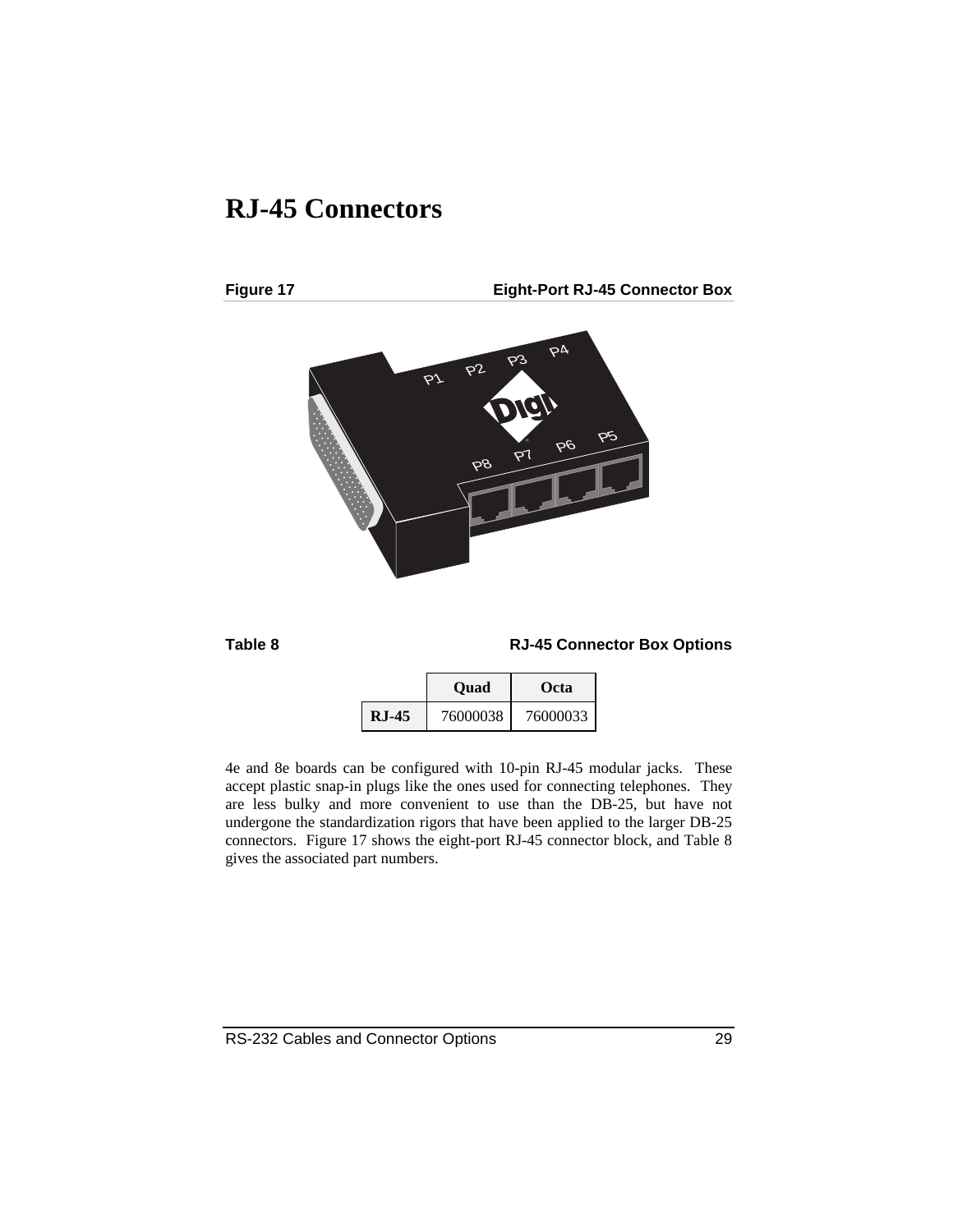# RJ-45 Connectors

**Figure 17** **Eight-Port RJ-45 Connector Box**

**Table 8** **RJ-45 Connector Box Options**

| | Quad | Octa |
|---|---|---|
| **RJ-45** | 76000038 | 76000033 |

4e and 8e boards can be configured with 10-pin RJ-45 modular jacks. These accept plastic snap-in plugs like the ones used for connecting telephones. They are less bulky and more convenient to use than the DB-25, but have not undergone the standardization rigors that have been applied to the larger DB-25 connectors. Figure 17 shows the eight-port RJ-45 connector block, and Table 8 gives the associated part numbers.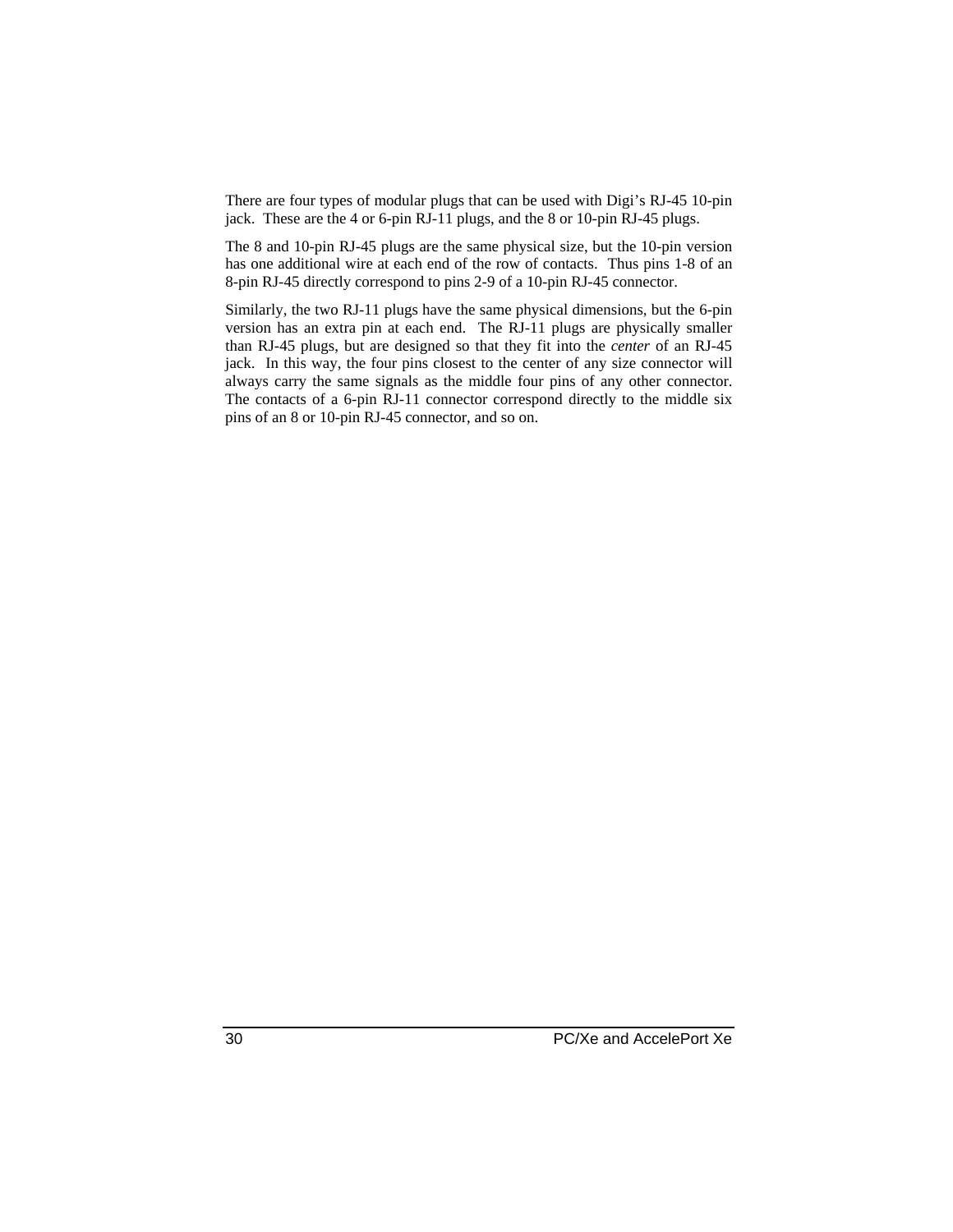There are four types of modular plugs that can be used with Digi's RJ-45 10-pin jack. These are the 4 or 6-pin RJ-11 plugs, and the 8 or 10-pin RJ-45 plugs.

The 8 and 10-pin RJ-45 plugs are the same physical size, but the 10-pin version has one additional wire at each end of the row of contacts. Thus pins 1-8 of an 8-pin RJ-45 directly correspond to pins 2-9 of a 10-pin RJ-45 connector.

Similarly, the two RJ-11 plugs have the same physical dimensions, but the 6-pin version has an extra pin at each end. The RJ-11 plugs are physically smaller than RJ-45 plugs, but are designed so that they fit into the *center* of an RJ-45 jack. In this way, the four pins closest to the center of any size connector will always carry the same signals as the middle four pins of any other connector. The contacts of a 6-pin RJ-11 connector correspond directly to the middle six pins of an 8 or 10-pin RJ-45 connector, and so on.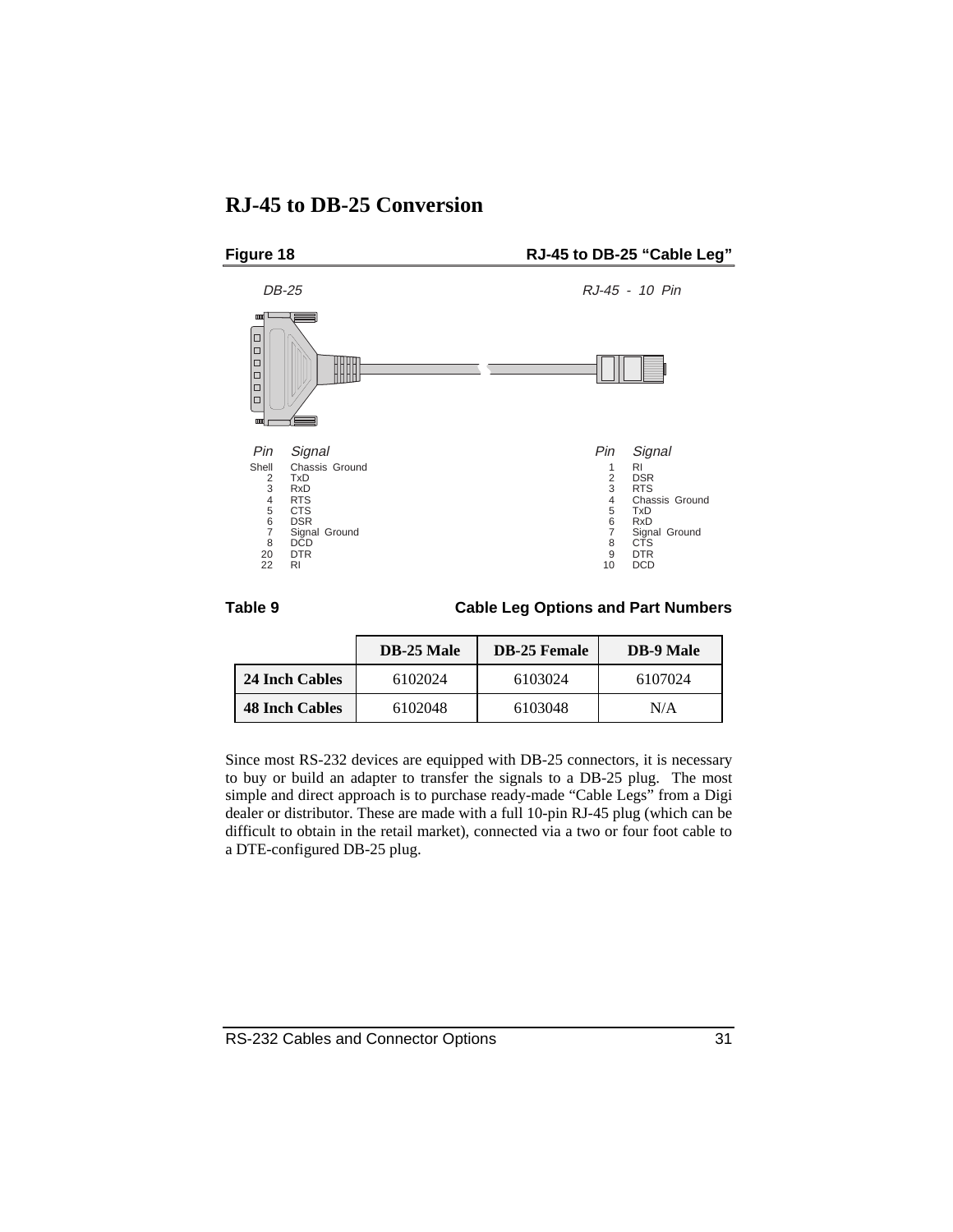# RJ-45 to DB-25 Conversion

**Figure 18** **RJ-45 to DB-25 "Cable Leg"**

*DB-25*

| *Pin* | *Signal* |
|---|---|
| Shell | Chassis Ground |
| 2 | TxD |
| 3 | RxD |
| 4 | RTS |
| 5 | CTS |
| 6 | DSR |
| 7 | Signal Ground |
| 8 | DCD |
| 20 | DTR |
| 22 | RI |

*RJ-45 - 10 Pin*

| *Pin* | *Signal* |
|---|---|
| 1 | RI |
| 2 | DSR |
| 3 | RTS |
| 4 | Chassis Ground |
| 5 | TxD |
| 6 | RxD |
| 7 | Signal Ground |
| 8 | CTS |
| 9 | DTR |
| 10 | DCD |

**Table 9** **Cable Leg Options and Part Numbers**

| | DB-25 Male | DB-25 Female | DB-9 Male |
|---|---|---|---|
| **24 Inch Cables** | 6102024 | 6103024 | 6107024 |
| **48 Inch Cables** | 6102048 | 6103048 | N/A |

Since most RS-232 devices are equipped with DB-25 connectors, it is necessary to buy or build an adapter to transfer the signals to a DB-25 plug. The most simple and direct approach is to purchase ready-made "Cable Legs" from a Digi dealer or distributor. These are made with a full 10-pin RJ-45 plug (which can be difficult to obtain in the retail market), connected via a two or four foot cable to a DTE-configured DB-25 plug.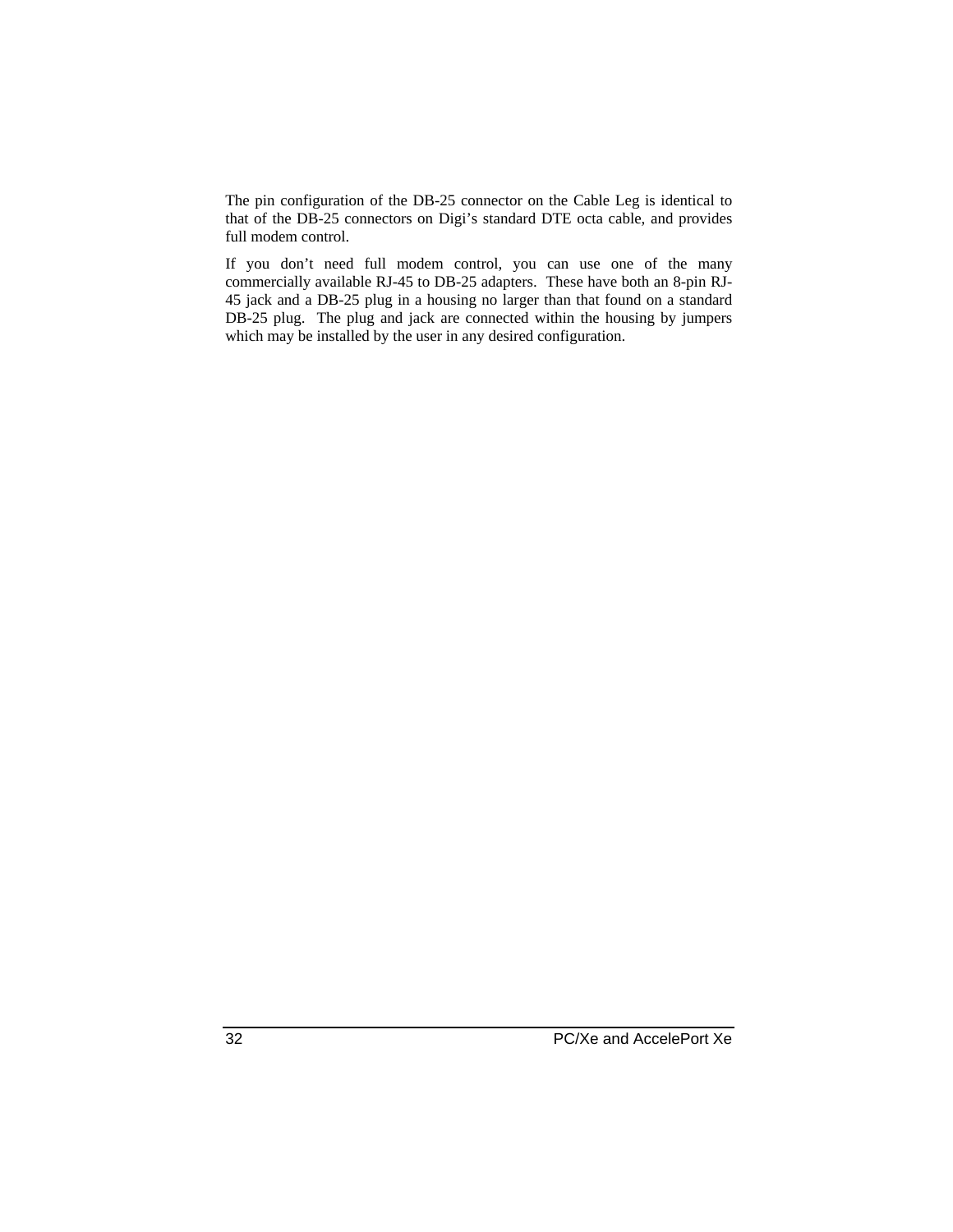The pin configuration of the DB-25 connector on the Cable Leg is identical to that of the DB-25 connectors on Digi's standard DTE octa cable, and provides full modem control.

If you don't need full modem control, you can use one of the many commercially available RJ-45 to DB-25 adapters. These have both an 8-pin RJ-45 jack and a DB-25 plug in a housing no larger than that found on a standard DB-25 plug. The plug and jack are connected within the housing by jumpers which may be installed by the user in any desired configuration.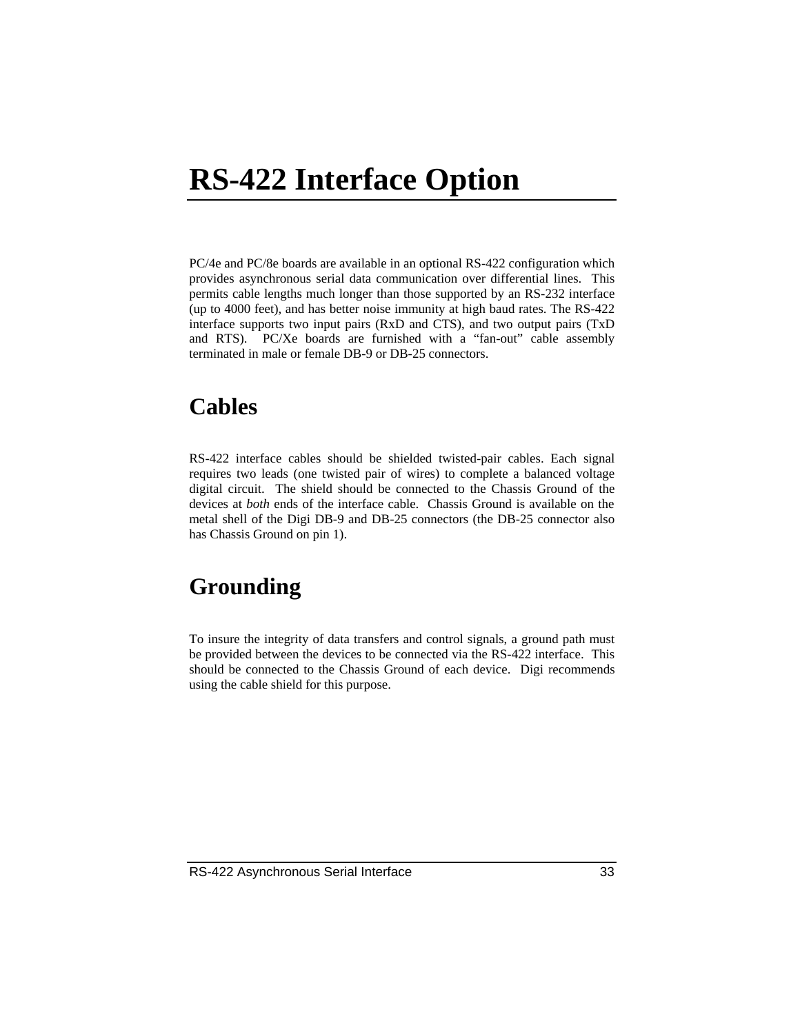# RS-422 Interface Option

PC/4e and PC/8e boards are available in an optional RS-422 configuration which provides asynchronous serial data communication over differential lines. This permits cable lengths much longer than those supported by an RS-232 interface (up to 4000 feet), and has better noise immunity at high baud rates. The RS-422 interface supports two input pairs (RxD and CTS), and two output pairs (TxD and RTS). PC/Xe boards are furnished with a “fan-out” cable assembly terminated in male or female DB-9 or DB-25 connectors.

## Cables

RS-422 interface cables should be shielded twisted-pair cables. Each signal requires two leads (one twisted pair of wires) to complete a balanced voltage digital circuit. The shield should be connected to the Chassis Ground of the devices at *both* ends of the interface cable. Chassis Ground is available on the metal shell of the Digi DB-9 and DB-25 connectors (the DB-25 connector also has Chassis Ground on pin 1).

## Grounding

To insure the integrity of data transfers and control signals, a ground path must be provided between the devices to be connected via the RS-422 interface. This should be connected to the Chassis Ground of each device. Digi recommends using the cable shield for this purpose.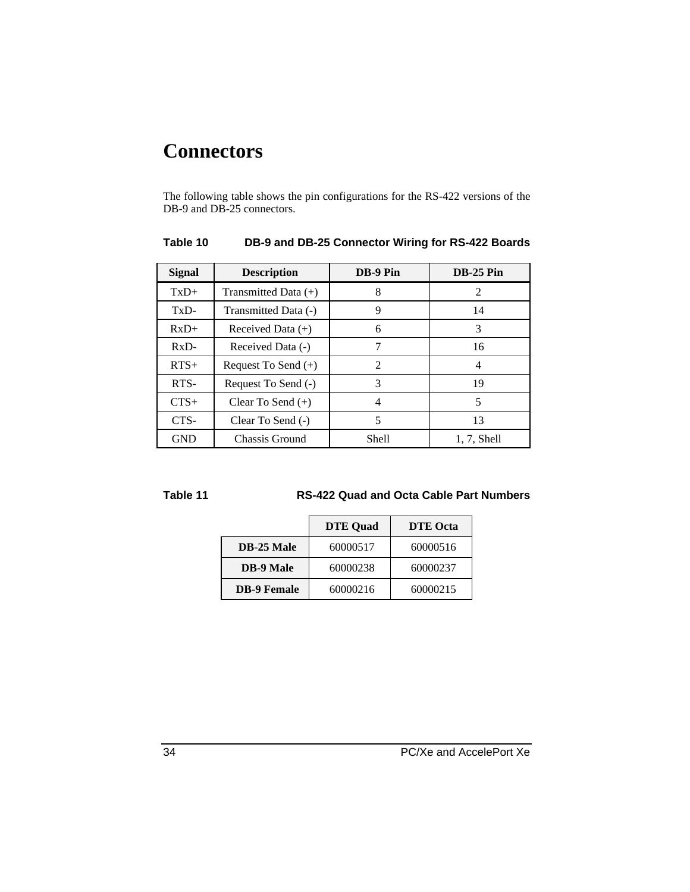# Connectors

The following table shows the pin configurations for the RS-422 versions of the DB-9 and DB-25 connectors.

**Table 10 DB-9 and DB-25 Connector Wiring for RS-422 Boards**

| Signal | Description | DB-9 Pin | DB-25 Pin |
|---|---|---|---|
| TxD+ | Transmitted Data (+) | 8 | 2 |
| TxD- | Transmitted Data (-) | 9 | 14 |
| RxD+ | Received Data (+) | 6 | 3 |
| RxD- | Received Data (-) | 7 | 16 |
| RTS+ | Request To Send (+) | 2 | 4 |
| RTS- | Request To Send (-) | 3 | 19 |
| CTS+ | Clear To Send (+) | 4 | 5 |
| CTS- | Clear To Send (-) | 5 | 13 |
| GND | Chassis Ground | Shell | 1, 7, Shell |

**Table 11 RS-422 Quad and Octa Cable Part Numbers**

| | DTE Quad | DTE Octa |
|---|---|---|
| **DB-25 Male** | 60000517 | 60000516 |
| **DB-9 Male** | 60000238 | 60000237 |
| **DB-9 Female** | 60000216 | 60000215 |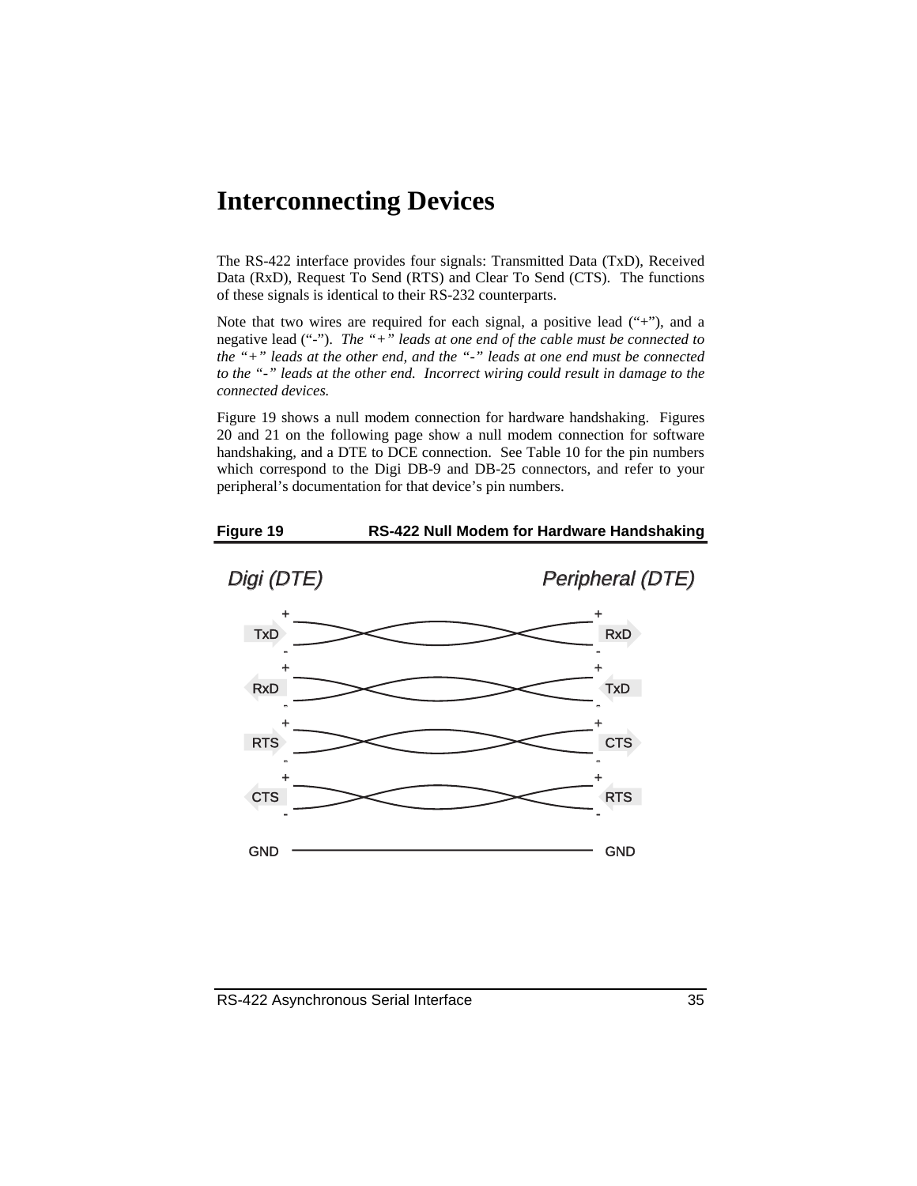# Interconnecting Devices

The RS-422 interface provides four signals: Transmitted Data (TxD), Received Data (RxD), Request To Send (RTS) and Clear To Send (CTS). The functions of these signals is identical to their RS-232 counterparts.

Note that two wires are required for each signal, a positive lead (“+”), and a negative lead (“-”). *The “+” leads at one end of the cable must be connected to the “+” leads at the other end, and the “-” leads at one end must be connected to the “-” leads at the other end. Incorrect wiring could result in damage to the connected devices.*

Figure 19 shows a null modem connection for hardware handshaking. Figures 20 and 21 on the following page show a null modem connection for software handshaking, and a DTE to DCE connection. See Table 10 for the pin numbers which correspond to the Digi DB-9 and DB-25 connectors, and refer to your peripheral’s documentation for that device’s pin numbers.

**Figure 19 RS-422 Null Modem for Hardware Handshaking**

| Digi (DTE) | | Peripheral (DTE) |
|---|---|---|
| TxD + | → | RxD + |
| TxD - | → | RxD - |
| RxD + | ← | TxD + |
| RxD - | ← | TxD - |
| RTS + | → | CTS + |
| RTS - | → | CTS - |
| CTS + | ← | RTS + |
| CTS - | ← | RTS - |
| GND | — | GND |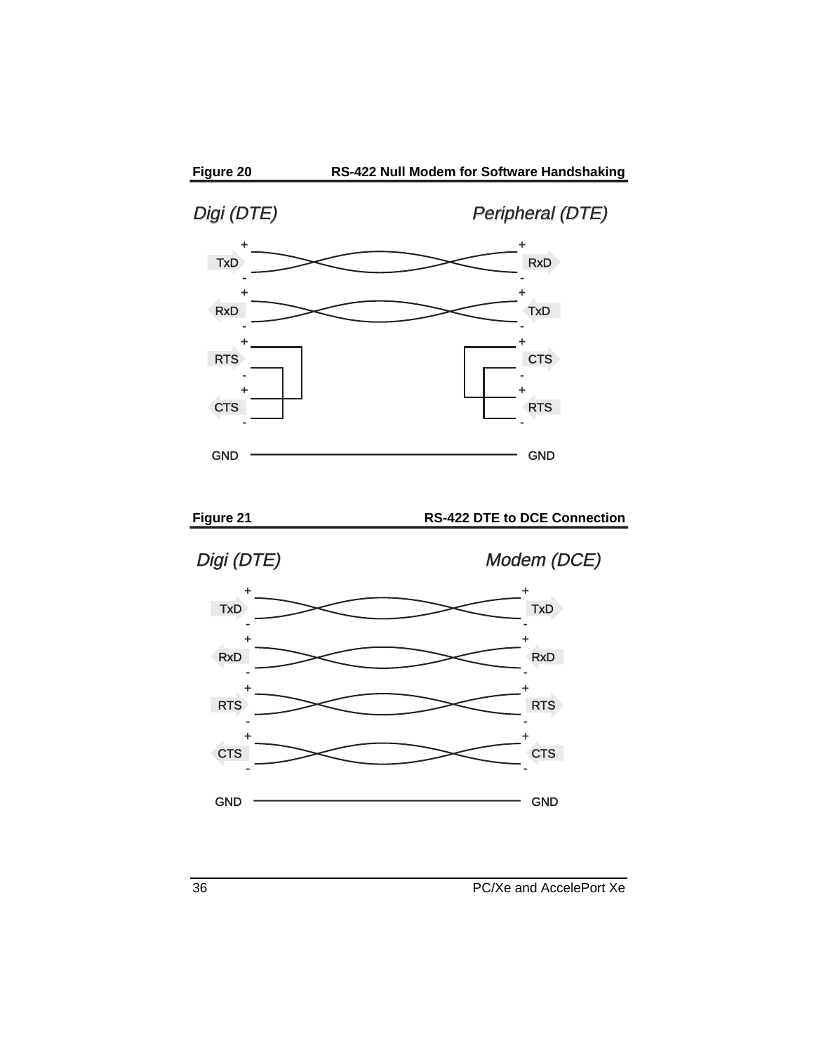**Figure 20** **RS-422 Null Modem for Software Handshaking**

*Digi (DTE)* *Peripheral (DTE)*

| Digi (DTE) | Peripheral (DTE) |
|---|---|
| TxD + / - | RxD + / - |
| RxD + / - | TxD + / - |
| RTS + / - (looped to CTS) | CTS + / - (looped to RTS) |
| CTS + / - | RTS + / - |
| GND | GND |

**Figure 21** **RS-422 DTE to DCE Connection**

*Digi (DTE)* *Modem (DCE)*

| Digi (DTE) | Modem (DCE) |
|---|---|
| TxD + / - | TxD + / - |
| RxD + / - | RxD + / - |
| RTS + / - | RTS + / - |
| CTS + / - | CTS + / - |
| GND | GND |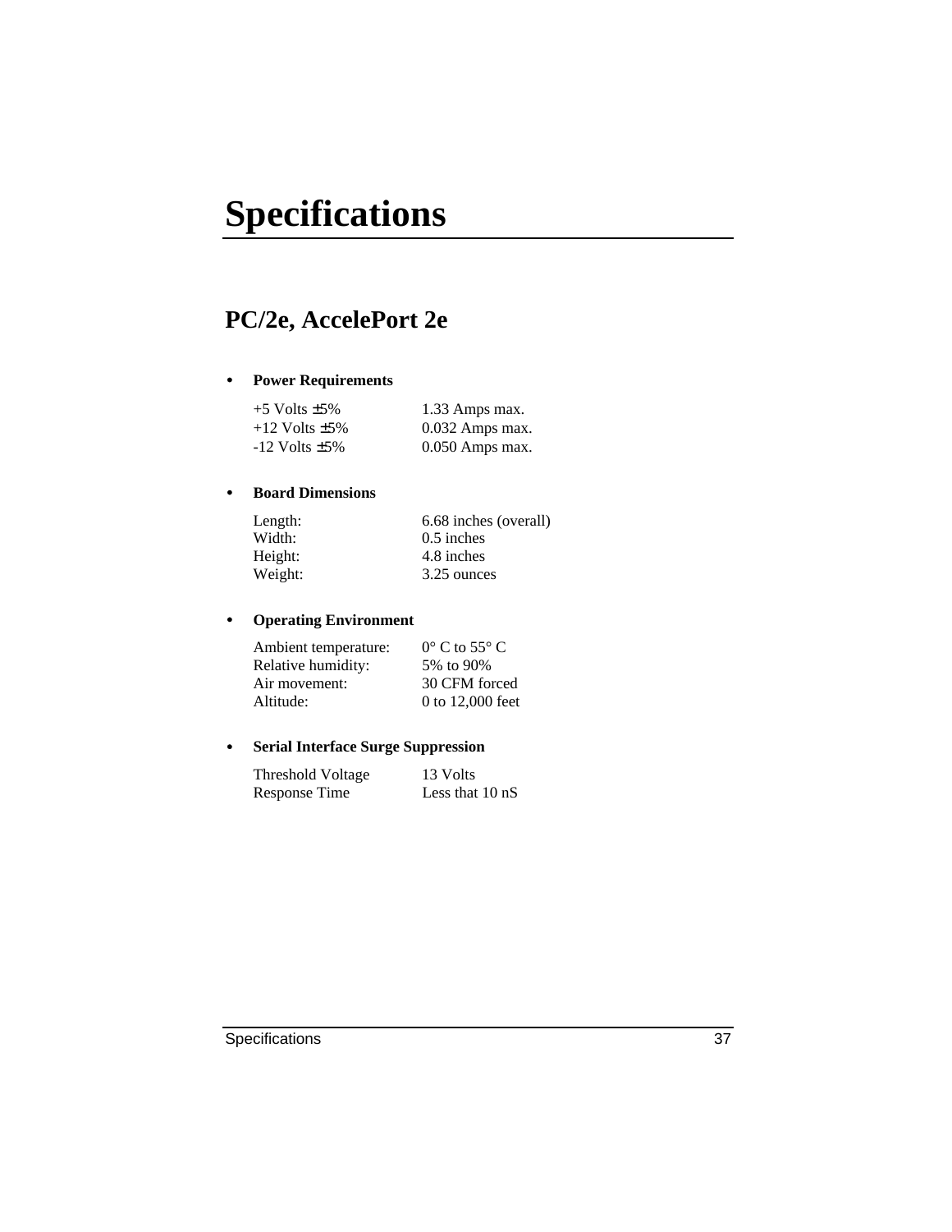# Specifications

## PC/2e, AccelePort 2e

- **Power Requirements**

| | |
|---|---|
| +5 Volts ±5% | 1.33 Amps max. |
| +12 Volts ±5% | 0.032 Amps max. |
| -12 Volts ±5% | 0.050 Amps max. |

- **Board Dimensions**

| | |
|---|---|
| Length: | 6.68 inches (overall) |
| Width: | 0.5 inches |
| Height: | 4.8 inches |
| Weight: | 3.25 ounces |

- **Operating Environment**

| | |
|---|---|
| Ambient temperature: | 0° C to 55° C |
| Relative humidity: | 5% to 90% |
| Air movement: | 30 CFM forced |
| Altitude: | 0 to 12,000 feet |

- **Serial Interface Surge Suppression**

| | |
|---|---|
| Threshold Voltage | 13 Volts |
| Response Time | Less that 10 nS |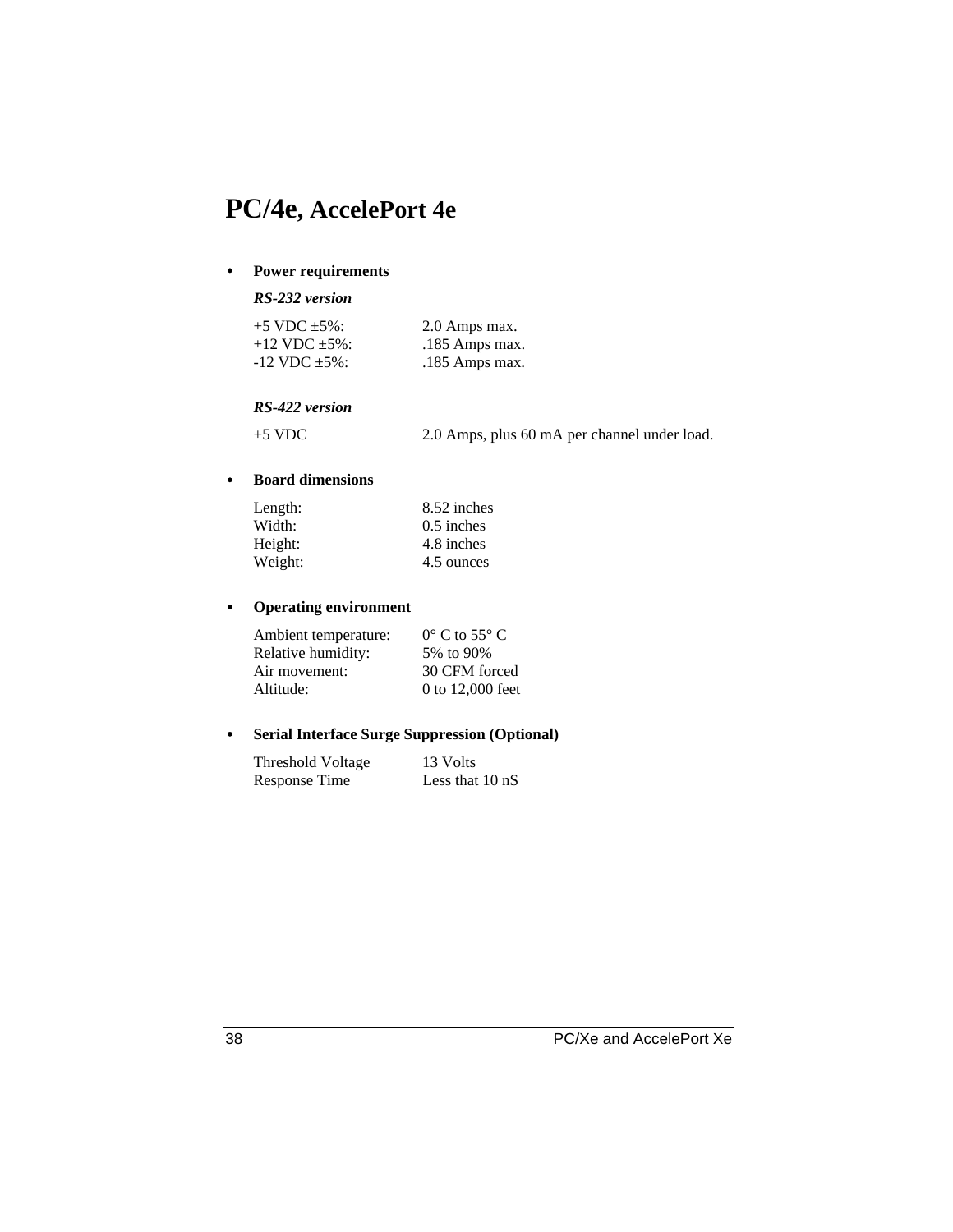# PC/4e, AccelePort 4e

- **Power requirements**

  ***RS-232 version***

  | | |
  |---|---|
  | +5 VDC ±5%: | 2.0 Amps max. |
  | +12 VDC ±5%: | .185 Amps max. |
  | -12 VDC ±5%: | .185 Amps max. |

  ***RS-422 version***

  | | |
  |---|---|
  | +5 VDC | 2.0 Amps, plus 60 mA per channel under load. |

- **Board dimensions**

  | | |
  |---|---|
  | Length: | 8.52 inches |
  | Width: | 0.5 inches |
  | Height: | 4.8 inches |
  | Weight: | 4.5 ounces |

- **Operating environment**

  | | |
  |---|---|
  | Ambient temperature: | 0° C to 55° C |
  | Relative humidity: | 5% to 90% |
  | Air movement: | 30 CFM forced |
  | Altitude: | 0 to 12,000 feet |

- **Serial Interface Surge Suppression (Optional)**

  | | |
  |---|---|
  | Threshold Voltage | 13 Volts |
  | Response Time | Less that 10 nS |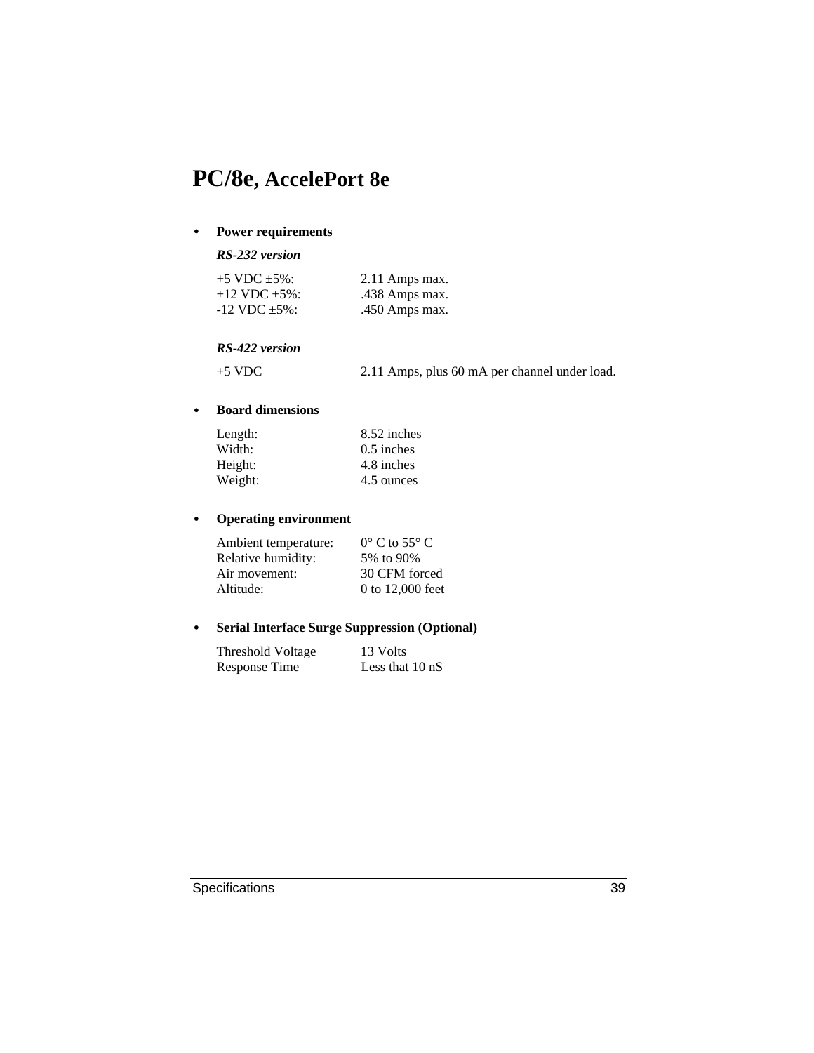# PC/8e, AccelePort 8e

- **Power requirements**

  ***RS-232 version***

  | | |
  |---|---|
  | +5 VDC ±5%: | 2.11 Amps max. |
  | +12 VDC ±5%: | .438 Amps max. |
  | -12 VDC ±5%: | .450 Amps max. |

  ***RS-422 version***

  | | |
  |---|---|
  | +5 VDC | 2.11 Amps, plus 60 mA per channel under load. |

- **Board dimensions**

  | | |
  |---|---|
  | Length: | 8.52 inches |
  | Width: | 0.5 inches |
  | Height: | 4.8 inches |
  | Weight: | 4.5 ounces |

- **Operating environment**

  | | |
  |---|---|
  | Ambient temperature: | 0° C to 55° C |
  | Relative humidity: | 5% to 90% |
  | Air movement: | 30 CFM forced |
  | Altitude: | 0 to 12,000 feet |

- **Serial Interface Surge Suppression (Optional)**

  | | |
  |---|---|
  | Threshold Voltage | 13 Volts |
  | Response Time | Less that 10 nS |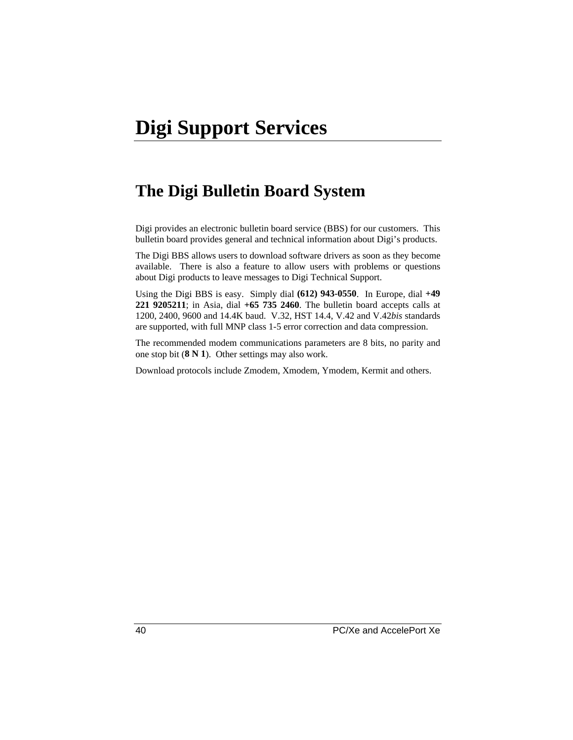# Digi Support Services

## The Digi Bulletin Board System

Digi provides an electronic bulletin board service (BBS) for our customers. This bulletin board provides general and technical information about Digi's products.

The Digi BBS allows users to download software drivers as soon as they become available. There is also a feature to allow users with problems or questions about Digi products to leave messages to Digi Technical Support.

Using the Digi BBS is easy. Simply dial **(612) 943-0550**. In Europe, dial **+49 221 9205211**; in Asia, dial **+65 735 2460**. The bulletin board accepts calls at 1200, 2400, 9600 and 14.4K baud. V.32, HST 14.4, V.42 and V.42*bis* standards are supported, with full MNP class 1-5 error correction and data compression.

The recommended modem communications parameters are 8 bits, no parity and one stop bit (**8 N 1**). Other settings may also work.

Download protocols include Zmodem, Xmodem, Ymodem, Kermit and others.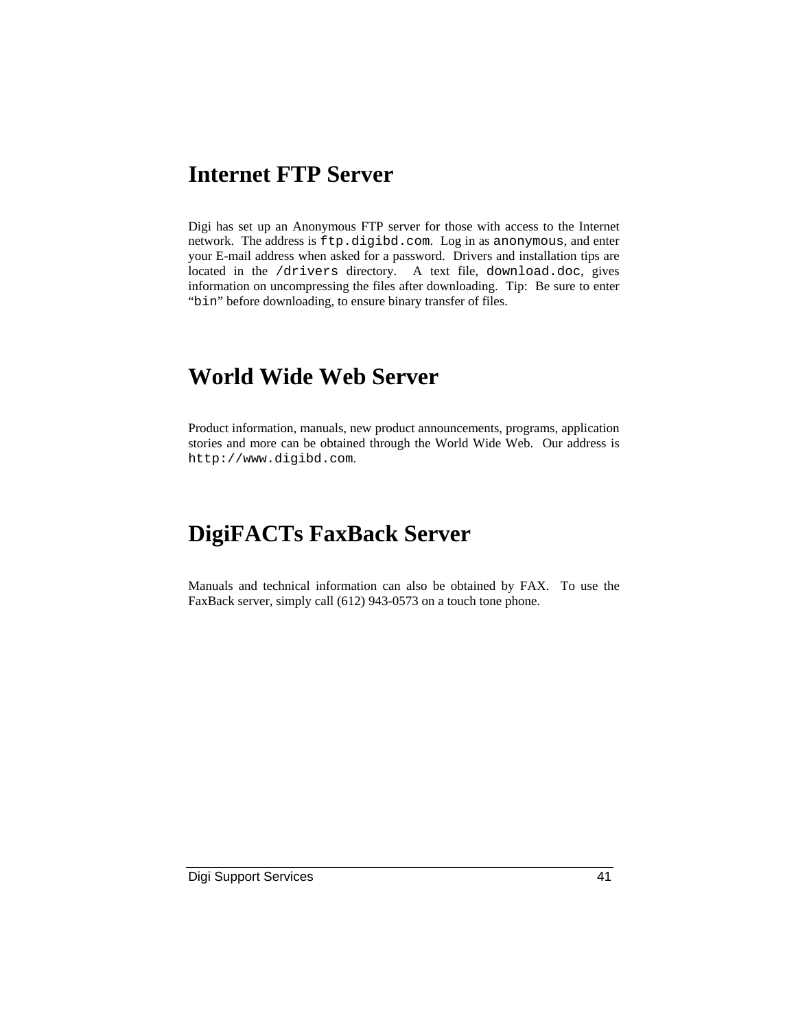# Internet FTP Server

Digi has set up an Anonymous FTP server for those with access to the Internet network. The address is `ftp.digibd.com`. Log in as `anonymous`, and enter your E-mail address when asked for a password. Drivers and installation tips are located in the `/drivers` directory. A text file, `download.doc`, gives information on uncompressing the files after downloading. Tip: Be sure to enter "`bin`" before downloading, to ensure binary transfer of files.

# World Wide Web Server

Product information, manuals, new product announcements, programs, application stories and more can be obtained through the World Wide Web. Our address is `http://www.digibd.com`.

# DigiFACTs FaxBack Server

Manuals and technical information can also be obtained by FAX. To use the FaxBack server, simply call (612) 943-0573 on a touch tone phone.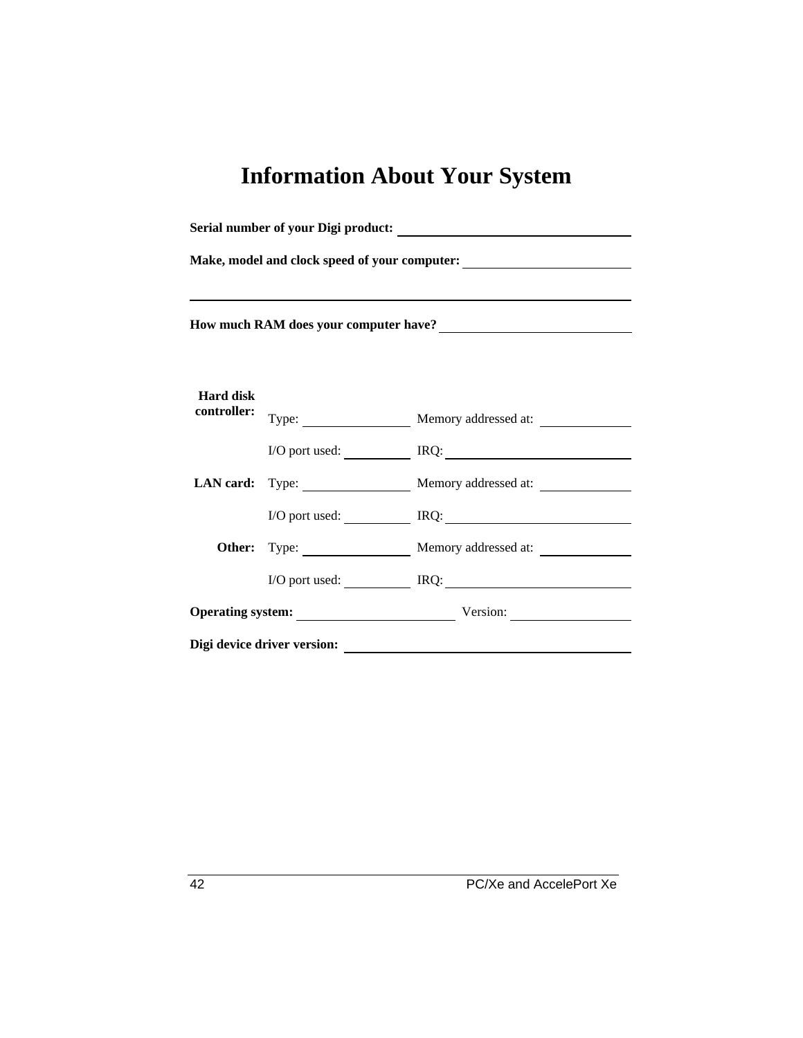# Information About Your System

**Serial number of your Digi product:** ______________________________

**Make, model and clock speed of your computer:** ______________________

______________________________________________________________

**How much RAM does your computer have?** __________________________

| | | |
|---|---|---|
| **Hard disk controller:** | Type: ______________ | Memory addressed at: ____________ |
| | I/O port used: _________ | IRQ: ________________________ |
| **LAN card:** | Type: ______________ | Memory addressed at: ____________ |
| | I/O port used: _________ | IRQ: ________________________ |
| **Other:** | Type: ______________ | Memory addressed at: ____________ |
| | I/O port used: _________ | IRQ: ________________________ |

**Operating system:** _____________________ Version: ________________

**Digi device driver version:** _____________________________________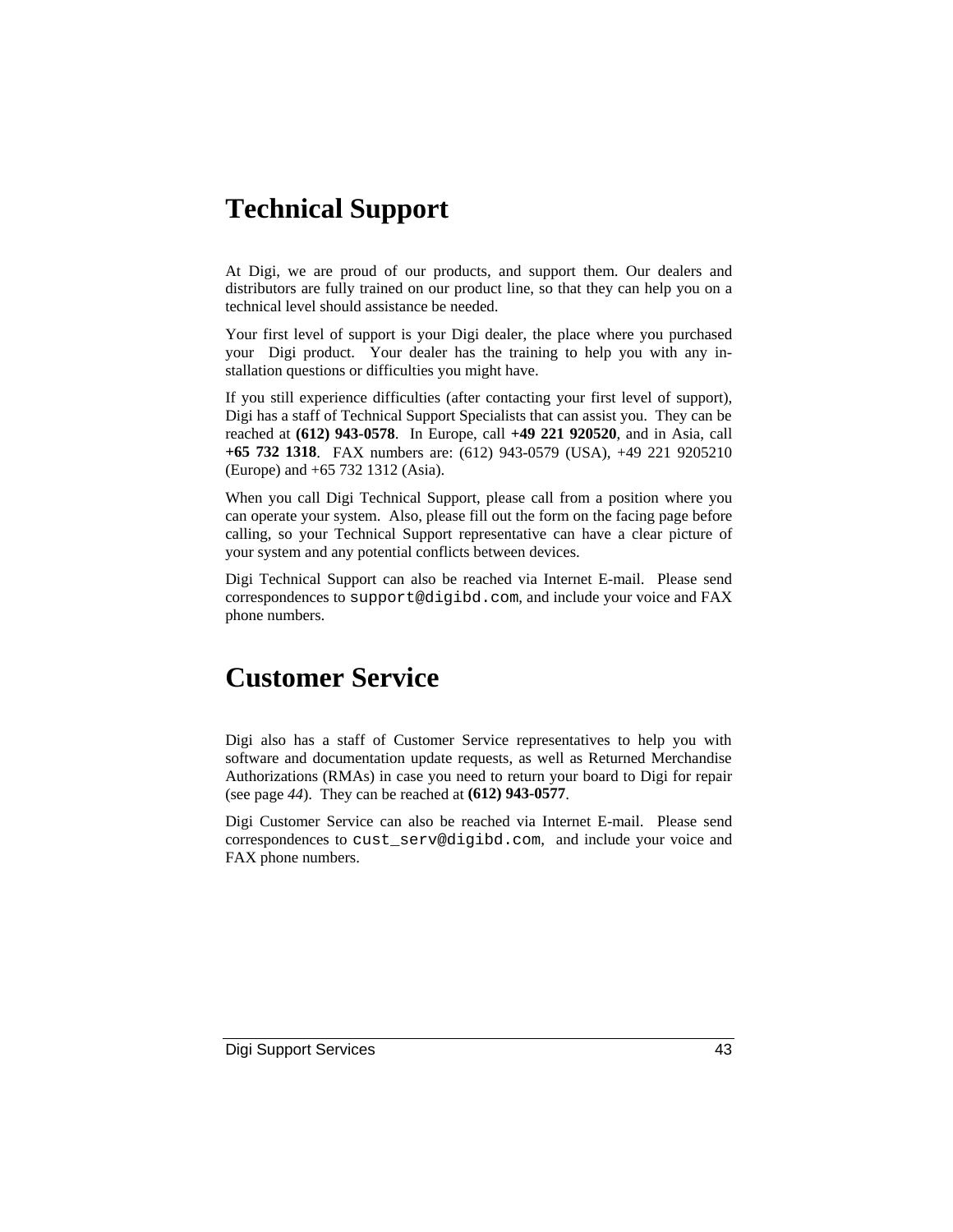# Technical Support

At Digi, we are proud of our products, and support them. Our dealers and distributors are fully trained on our product line, so that they can help you on a technical level should assistance be needed.

Your first level of support is your Digi dealer, the place where you purchased your Digi product. Your dealer has the training to help you with any installation questions or difficulties you might have.

If you still experience difficulties (after contacting your first level of support), Digi has a staff of Technical Support Specialists that can assist you. They can be reached at **(612) 943-0578**. In Europe, call **+49 221 920520**, and in Asia, call **+65 732 1318**. FAX numbers are: (612) 943-0579 (USA), +49 221 9205210 (Europe) and +65 732 1312 (Asia).

When you call Digi Technical Support, please call from a position where you can operate your system. Also, please fill out the form on the facing page before calling, so your Technical Support representative can have a clear picture of your system and any potential conflicts between devices.

Digi Technical Support can also be reached via Internet E-mail. Please send correspondences to `support@digibd.com`, and include your voice and FAX phone numbers.

# Customer Service

Digi also has a staff of Customer Service representatives to help you with software and documentation update requests, as well as Returned Merchandise Authorizations (RMAs) in case you need to return your board to Digi for repair (see page *44*). They can be reached at **(612) 943-0577**.

Digi Customer Service can also be reached via Internet E-mail. Please send correspondences to `cust_serv@digibd.com`, and include your voice and FAX phone numbers.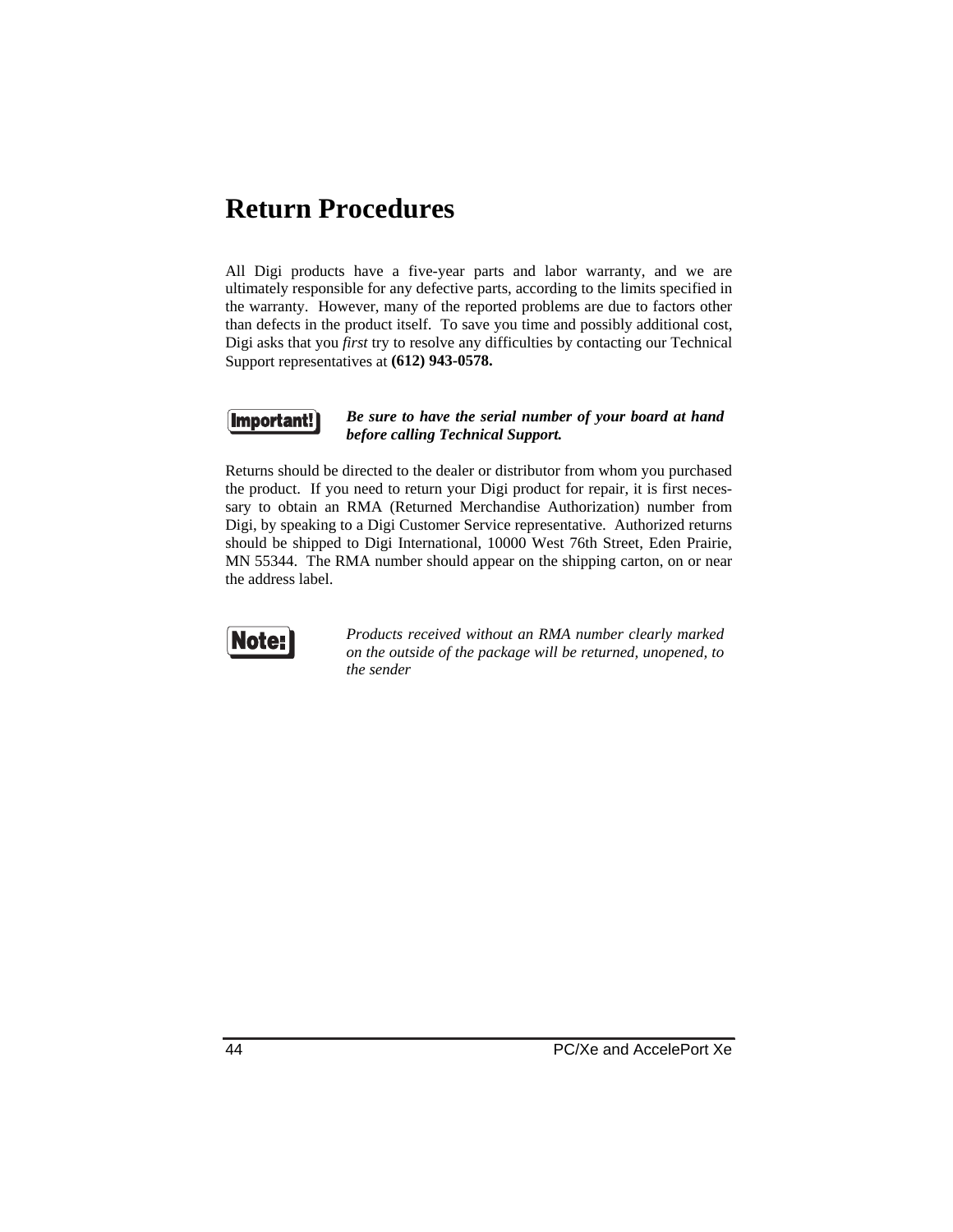# Return Procedures

All Digi products have a five-year parts and labor warranty, and we are ultimately responsible for any defective parts, according to the limits specified in the warranty. However, many of the reported problems are due to factors other than defects in the product itself. To save you time and possibly additional cost, Digi asks that you *first* try to resolve any difficulties by contacting our Technical Support representatives at **(612) 943-0578.**

**Important!** ***Be sure to have the serial number of your board at hand before calling Technical Support.***

Returns should be directed to the dealer or distributor from whom you purchased the product. If you need to return your Digi product for repair, it is first necessary to obtain an RMA (Returned Merchandise Authorization) number from Digi, by speaking to a Digi Customer Service representative. Authorized returns should be shipped to Digi International, 10000 West 76th Street, Eden Prairie, MN 55344. The RMA number should appear on the shipping carton, on or near the address label.

**Note:** *Products received without an RMA number clearly marked on the outside of the package will be returned, unopened, to the sender*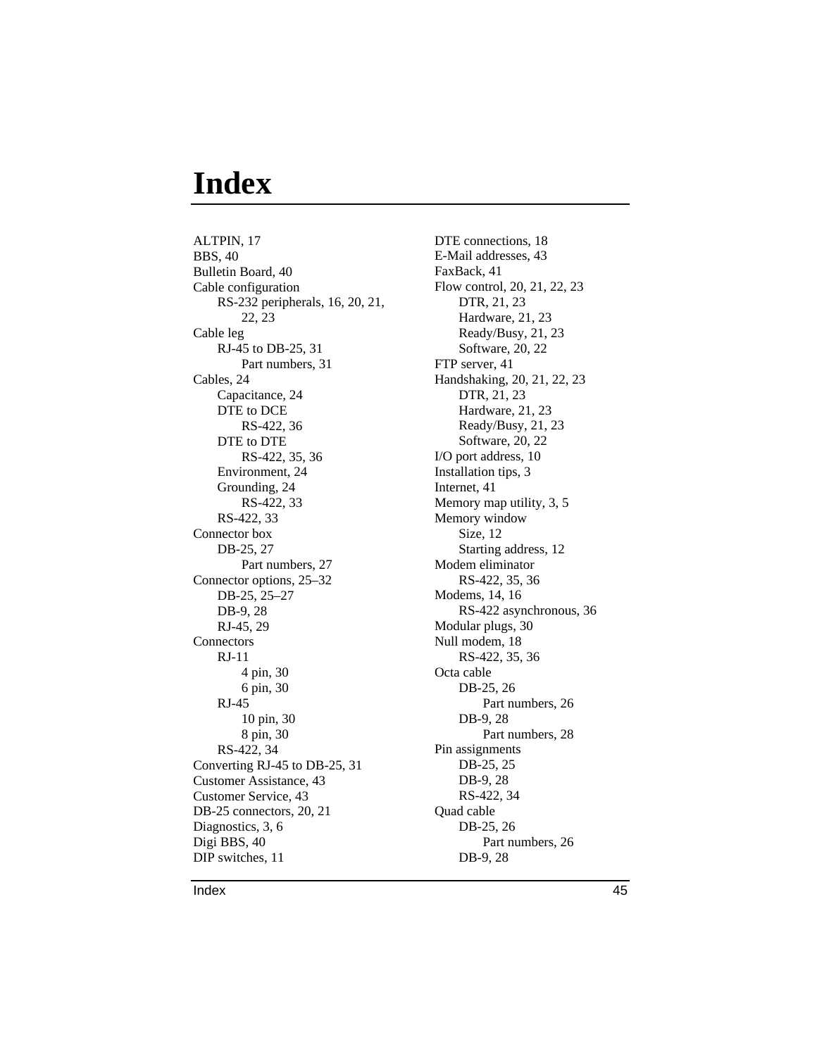# Index

ALTPIN, 17
BBS, 40
Bulletin Board, 40
Cable configuration
  RS-232 peripherals, 16, 20, 21, 22, 23
Cable leg
  RJ-45 to DB-25, 31
    Part numbers, 31
Cables, 24
  Capacitance, 24
  DTE to DCE
    RS-422, 36
  DTE to DTE
    RS-422, 35, 36
  Environment, 24
  Grounding, 24
    RS-422, 33
  RS-422, 33
Connector box
  DB-25, 27
    Part numbers, 27
Connector options, 25–32
  DB-25, 25–27
  DB-9, 28
  RJ-45, 29
Connectors
  RJ-11
    4 pin, 30
    6 pin, 30
  RJ-45
    10 pin, 30
    8 pin, 30
  RS-422, 34
Converting RJ-45 to DB-25, 31
Customer Assistance, 43
Customer Service, 43
DB-25 connectors, 20, 21
Diagnostics, 3, 6
Digi BBS, 40
DIP switches, 11
DTE connections, 18
E-Mail addresses, 43
FaxBack, 41
Flow control, 20, 21, 22, 23
  DTR, 21, 23
  Hardware, 21, 23
  Ready/Busy, 21, 23
  Software, 20, 22
FTP server, 41
Handshaking, 20, 21, 22, 23
  DTR, 21, 23
  Hardware, 21, 23
  Ready/Busy, 21, 23
  Software, 20, 22
I/O port address, 10
Installation tips, 3
Internet, 41
Memory map utility, 3, 5
Memory window
  Size, 12
  Starting address, 12
Modem eliminator
  RS-422, 35, 36
Modems, 14, 16
  RS-422 asynchronous, 36
Modular plugs, 30
Null modem, 18
  RS-422, 35, 36
Octa cable
  DB-25, 26
    Part numbers, 26
  DB-9, 28
    Part numbers, 28
Pin assignments
  DB-25, 25
  DB-9, 28
  RS-422, 34
Quad cable
  DB-25, 26
    Part numbers, 26
  DB-9, 28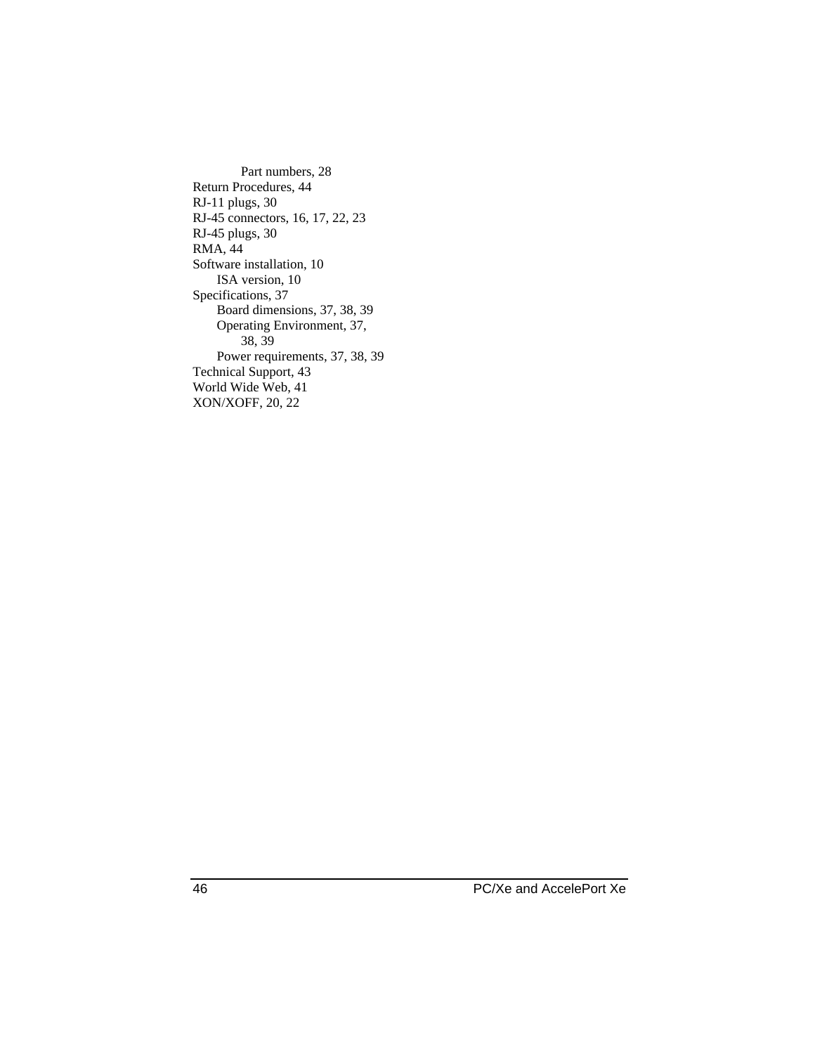Part numbers, 28

Return Procedures, 44

RJ-11 plugs, 30

RJ-45 connectors, 16, 17, 22, 23

RJ-45 plugs, 30

RMA, 44

Software installation, 10

- ISA version, 10

Specifications, 37

- Board dimensions, 37, 38, 39
- Operating Environment, 37, 38, 39
- Power requirements, 37, 38, 39

Technical Support, 43

World Wide Web, 41

XON/XOFF, 20, 22